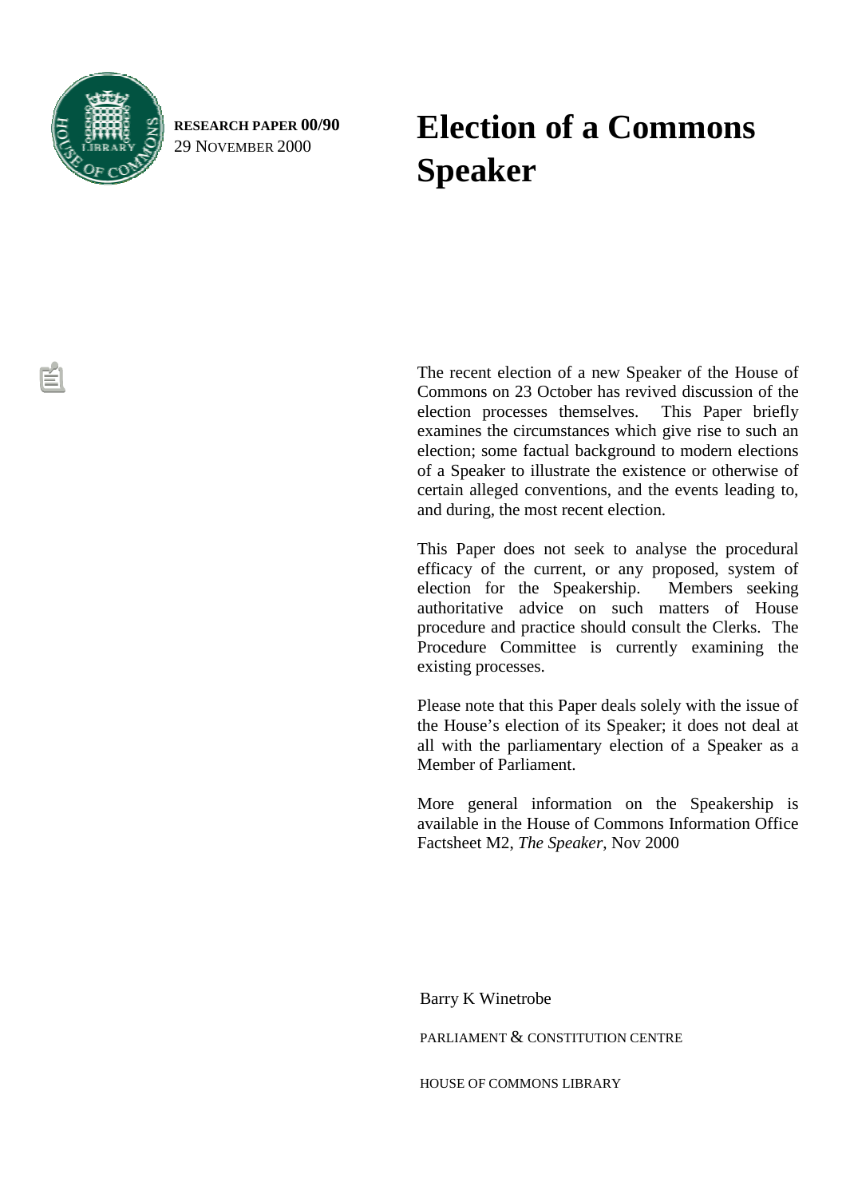RESEARCH PAPER 00/90
29 NOVEMBER 2000

# Election of a Commons Speaker

The recent election of a new Speaker of the House of Commons on 23 October has revived discussion of the election processes themselves. This Paper briefly examines the circumstances which give rise to such an election; some factual background to modern elections of a Speaker to illustrate the existence or otherwise of certain alleged conventions, and the events leading to, and during, the most recent election.

This Paper does not seek to analyse the procedural efficacy of the current, or any proposed, system of election for the Speakership. Members seeking authoritative advice on such matters of House procedure and practice should consult the Clerks. The Procedure Committee is currently examining the existing processes.

Please note that this Paper deals solely with the issue of the House's election of its Speaker; it does not deal at all with the parliamentary election of a Speaker as a Member of Parliament.

More general information on the Speakership is available in the House of Commons Information Office Factsheet M2, *The Speaker*, Nov 2000

Barry K Winetrobe

PARLIAMENT & CONSTITUTION CENTRE

HOUSE OF COMMONS LIBRARY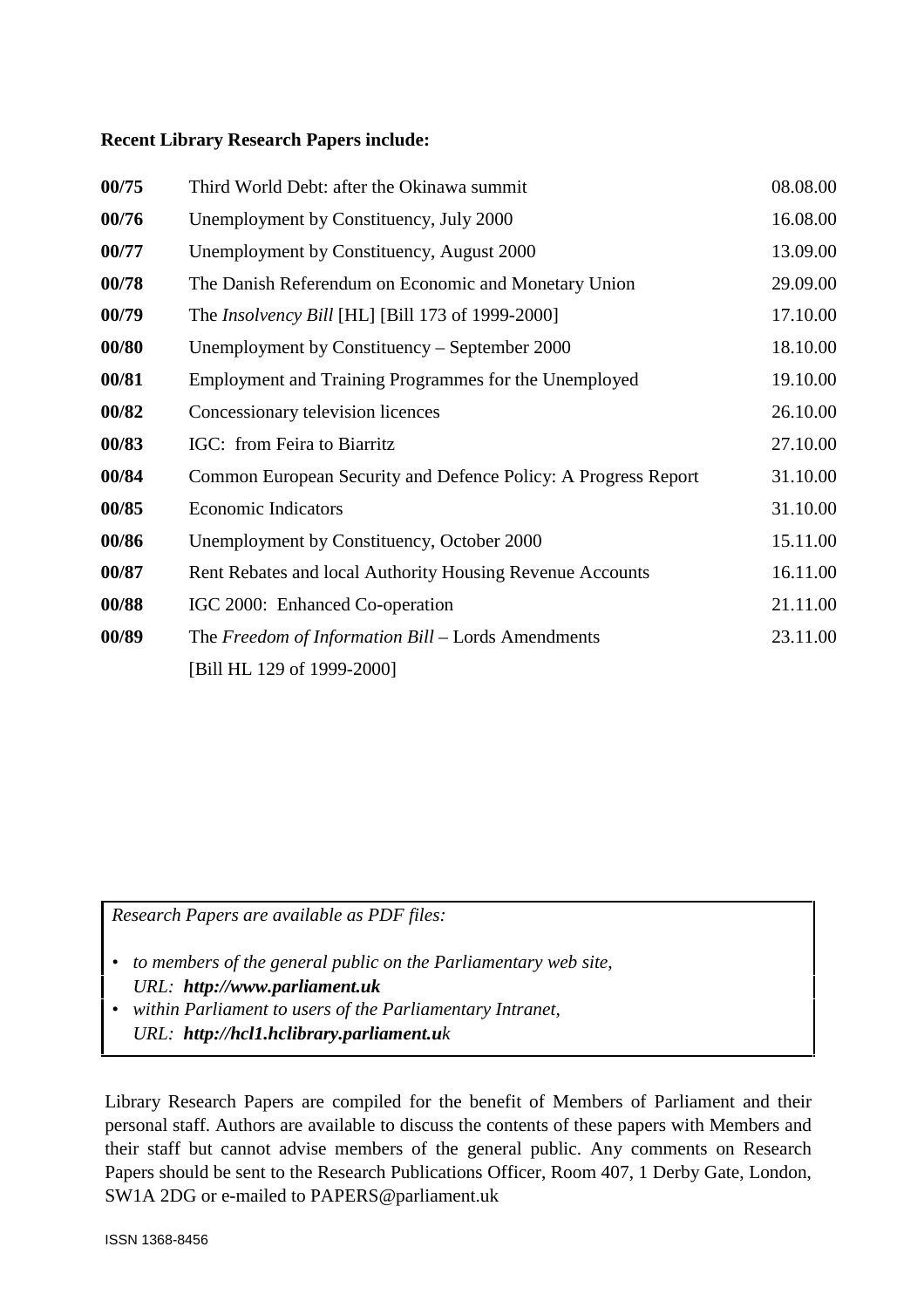**Recent Library Research Papers include:**

| | | |
|---|---|---|
| **00/75** | Third World Debt: after the Okinawa summit | 08.08.00 |
| **00/76** | Unemployment by Constituency, July 2000 | 16.08.00 |
| **00/77** | Unemployment by Constituency, August 2000 | 13.09.00 |
| **00/78** | The Danish Referendum on Economic and Monetary Union | 29.09.00 |
| **00/79** | The *Insolvency Bill* [HL] [Bill 173 of 1999-2000] | 17.10.00 |
| **00/80** | Unemployment by Constituency – September 2000 | 18.10.00 |
| **00/81** | Employment and Training Programmes for the Unemployed | 19.10.00 |
| **00/82** | Concessionary television licences | 26.10.00 |
| **00/83** | IGC: from Feira to Biarritz | 27.10.00 |
| **00/84** | Common European Security and Defence Policy: A Progress Report | 31.10.00 |
| **00/85** | Economic Indicators | 31.10.00 |
| **00/86** | Unemployment by Constituency, October 2000 | 15.11.00 |
| **00/87** | Rent Rebates and local Authority Housing Revenue Accounts | 16.11.00 |
| **00/88** | IGC 2000: Enhanced Co-operation | 21.11.00 |
| **00/89** | The *Freedom of Information Bill* – Lords Amendments [Bill HL 129 of 1999-2000] | 23.11.00 |

*Research Papers are available as PDF files:*

- *to members of the general public on the Parliamentary web site, URL:* ***http://www.parliament.uk***
- *within Parliament to users of the Parliamentary Intranet, URL:* ***http://hcl1.hclibrary.parliament.u****k*

Library Research Papers are compiled for the benefit of Members of Parliament and their personal staff. Authors are available to discuss the contents of these papers with Members and their staff but cannot advise members of the general public. Any comments on Research Papers should be sent to the Research Publications Officer, Room 407, 1 Derby Gate, London, SW1A 2DG or e-mailed to PAPERS@parliament.uk

ISSN 1368-8456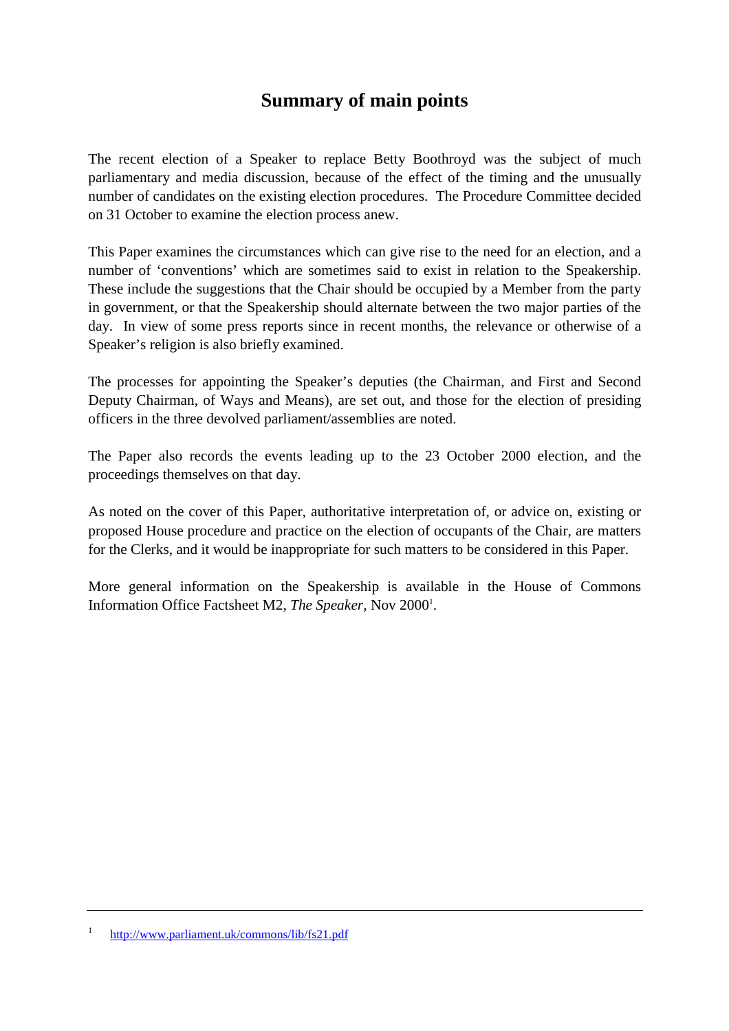# Summary of main points

The recent election of a Speaker to replace Betty Boothroyd was the subject of much parliamentary and media discussion, because of the effect of the timing and the unusually number of candidates on the existing election procedures. The Procedure Committee decided on 31 October to examine the election process anew.

This Paper examines the circumstances which can give rise to the need for an election, and a number of 'conventions' which are sometimes said to exist in relation to the Speakership. These include the suggestions that the Chair should be occupied by a Member from the party in government, or that the Speakership should alternate between the two major parties of the day. In view of some press reports since in recent months, the relevance or otherwise of a Speaker's religion is also briefly examined.

The processes for appointing the Speaker's deputies (the Chairman, and First and Second Deputy Chairman, of Ways and Means), are set out, and those for the election of presiding officers in the three devolved parliament/assemblies are noted.

The Paper also records the events leading up to the 23 October 2000 election, and the proceedings themselves on that day.

As noted on the cover of this Paper, authoritative interpretation of, or advice on, existing or proposed House procedure and practice on the election of occupants of the Chair, are matters for the Clerks, and it would be inappropriate for such matters to be considered in this Paper.

More general information on the Speakership is available in the House of Commons Information Office Factsheet M2, *The Speaker*, Nov 2000[1].

---

[1] http://www.parliament.uk/commons/lib/fs21.pdf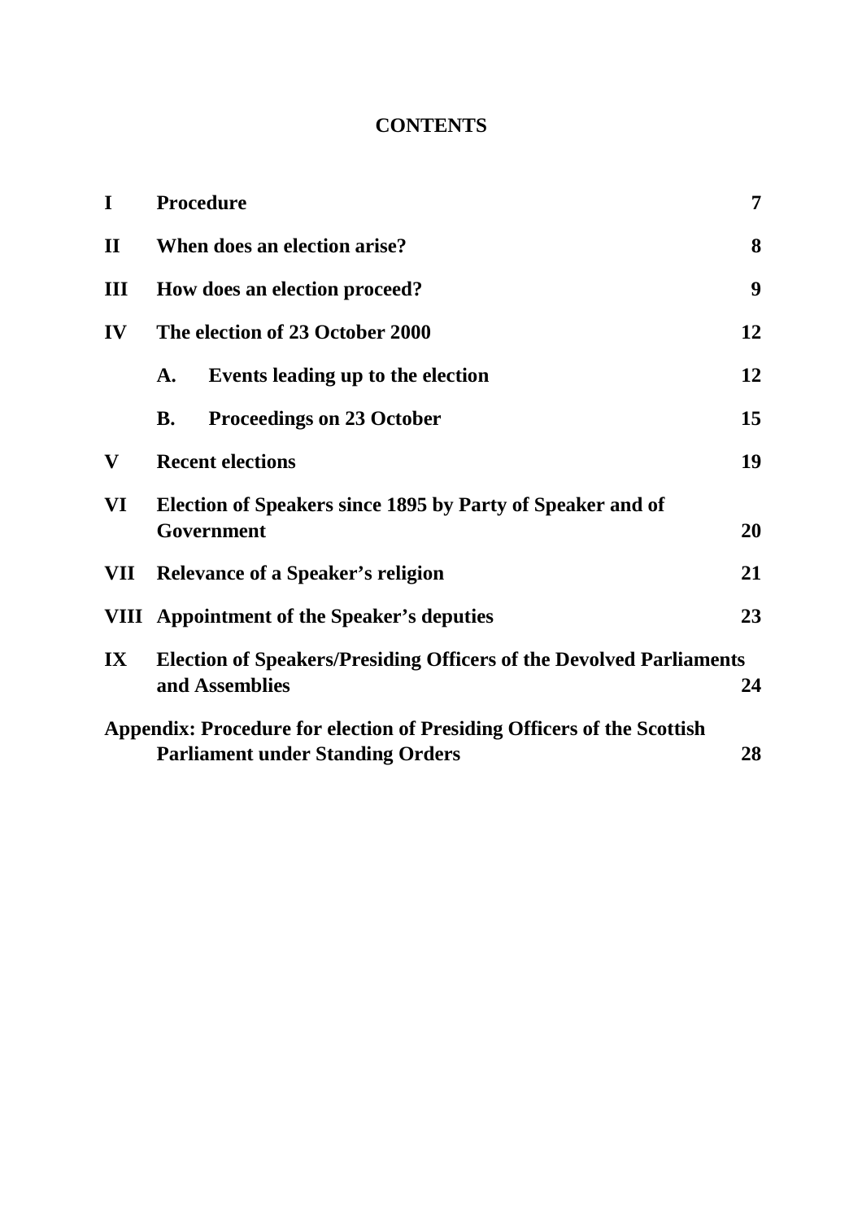# CONTENTS

| | | |
|---|---|---|
| **I** | **Procedure** | **7** |
| **II** | **When does an election arise?** | **8** |
| **III** | **How does an election proceed?** | **9** |
| **IV** | **The election of 23 October 2000** | **12** |
| | **A. Events leading up to the election** | **12** |
| | **B. Proceedings on 23 October** | **15** |
| **V** | **Recent elections** | **19** |
| **VI** | **Election of Speakers since 1895 by Party of Speaker and of Government** | **20** |
| **VII** | **Relevance of a Speaker's religion** | **21** |
| **VIII** | **Appointment of the Speaker's deputies** | **23** |
| **IX** | **Election of Speakers/Presiding Officers of the Devolved Parliaments and Assemblies** | **24** |
| | **Appendix: Procedure for election of Presiding Officers of the Scottish Parliament under Standing Orders** | **28** |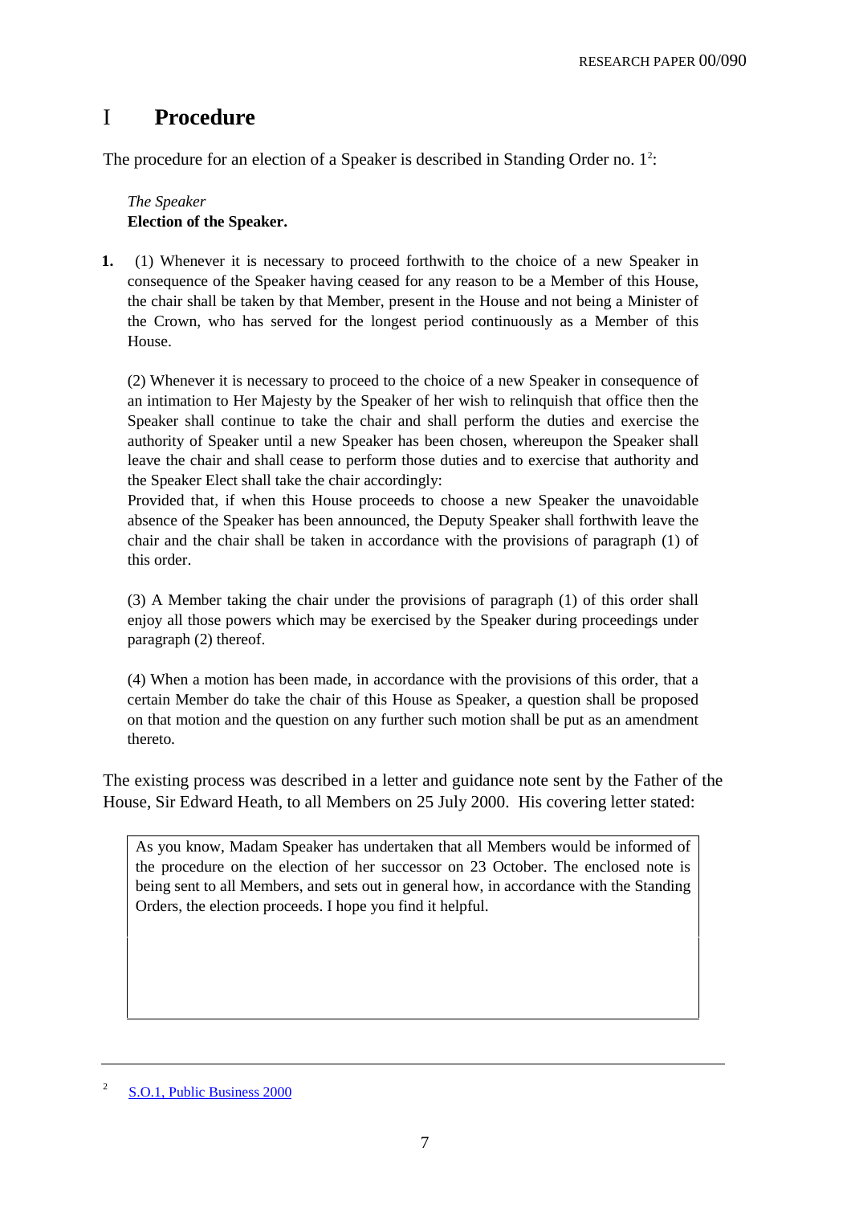# I Procedure

The procedure for an election of a Speaker is described in Standing Order no. 1[2]:

> *The Speaker*
> **Election of the Speaker.**
>
> **1.** (1) Whenever it is necessary to proceed forthwith to the choice of a new Speaker in consequence of the Speaker having ceased for any reason to be a Member of this House, the chair shall be taken by that Member, present in the House and not being a Minister of the Crown, who has served for the longest period continuously as a Member of this House.
>
> (2) Whenever it is necessary to proceed to the choice of a new Speaker in consequence of an intimation to Her Majesty by the Speaker of her wish to relinquish that office then the Speaker shall continue to take the chair and shall perform the duties and exercise the authority of Speaker until a new Speaker has been chosen, whereupon the Speaker shall leave the chair and shall cease to perform those duties and to exercise that authority and the Speaker Elect shall take the chair accordingly:
> Provided that, if when this House proceeds to choose a new Speaker the unavoidable absence of the Speaker has been announced, the Deputy Speaker shall forthwith leave the chair and the chair shall be taken in accordance with the provisions of paragraph (1) of this order.
>
> (3) A Member taking the chair under the provisions of paragraph (1) of this order shall enjoy all those powers which may be exercised by the Speaker during proceedings under paragraph (2) thereof.
>
> (4) When a motion has been made, in accordance with the provisions of this order, that a certain Member do take the chair of this House as Speaker, a question shall be proposed on that motion and the question on any further such motion shall be put as an amendment thereto.

The existing process was described in a letter and guidance note sent by the Father of the House, Sir Edward Heath, to all Members on 25 July 2000. His covering letter stated:

> As you know, Madam Speaker has undertaken that all Members would be informed of the procedure on the election of her successor on 23 October. The enclosed note is being sent to all Members, and sets out in general how, in accordance with the Standing Orders, the election proceeds. I hope you find it helpful.

---

[2] S.O.1, Public Business 2000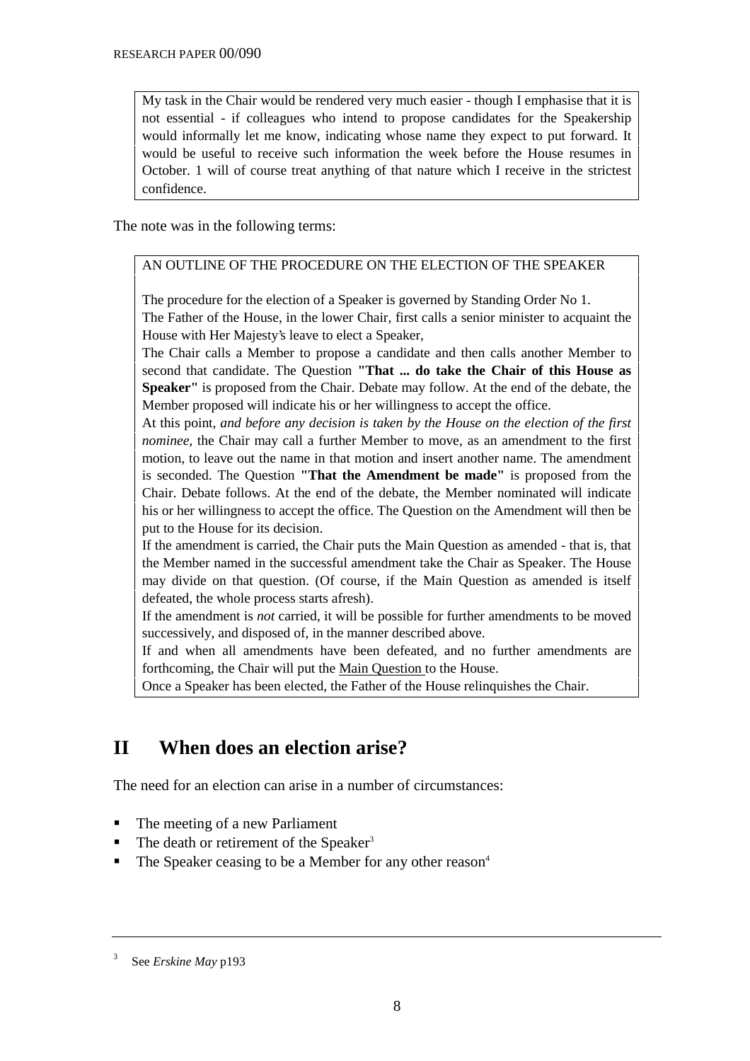> My task in the Chair would be rendered very much easier - though I emphasise that it is not essential - if colleagues who intend to propose candidates for the Speakership would informally let me know, indicating whose name they expect to put forward. It would be useful to receive such information the week before the House resumes in October. 1 will of course treat anything of that nature which I receive in the strictest confidence.

The note was in the following terms:

> AN OUTLINE OF THE PROCEDURE ON THE ELECTION OF THE SPEAKER
>
> The procedure for the election of a Speaker is governed by Standing Order No 1.
>
> The Father of the House, in the lower Chair, first calls a senior minister to acquaint the House with Her Majesty's leave to elect a Speaker,
>
> The Chair calls a Member to propose a candidate and then calls another Member to second that candidate. The Question **"That ... do take the Chair of this House as Speaker"** is proposed from the Chair. Debate may follow. At the end of the debate, the Member proposed will indicate his or her willingness to accept the office.
>
> At this point, *and before any decision is taken by the House on the election of the first nominee*, the Chair may call a further Member to move, as an amendment to the first motion, to leave out the name in that motion and insert another name. The amendment is seconded. The Question **"That the Amendment be made"** is proposed from the Chair. Debate follows. At the end of the debate, the Member nominated will indicate his or her willingness to accept the office. The Question on the Amendment will then be put to the House for its decision.
>
> If the amendment is carried, the Chair puts the Main Question as amended - that is, that the Member named in the successful amendment take the Chair as Speaker. The House may divide on that question. (Of course, if the Main Question as amended is itself defeated, the whole process starts afresh).
>
> If the amendment is *not* carried, it will be possible for further amendments to be moved successively, and disposed of, in the manner described above.
>
> If and when all amendments have been defeated, and no further amendments are forthcoming, the Chair will put the Main Question to the House.
>
> Once a Speaker has been elected, the Father of the House relinquishes the Chair.

## II When does an election arise?

The need for an election can arise in a number of circumstances:

- The meeting of a new Parliament
- The death or retirement of the Speaker[3]
- The Speaker ceasing to be a Member for any other reason[4]

---

[3] See *Erskine May* p193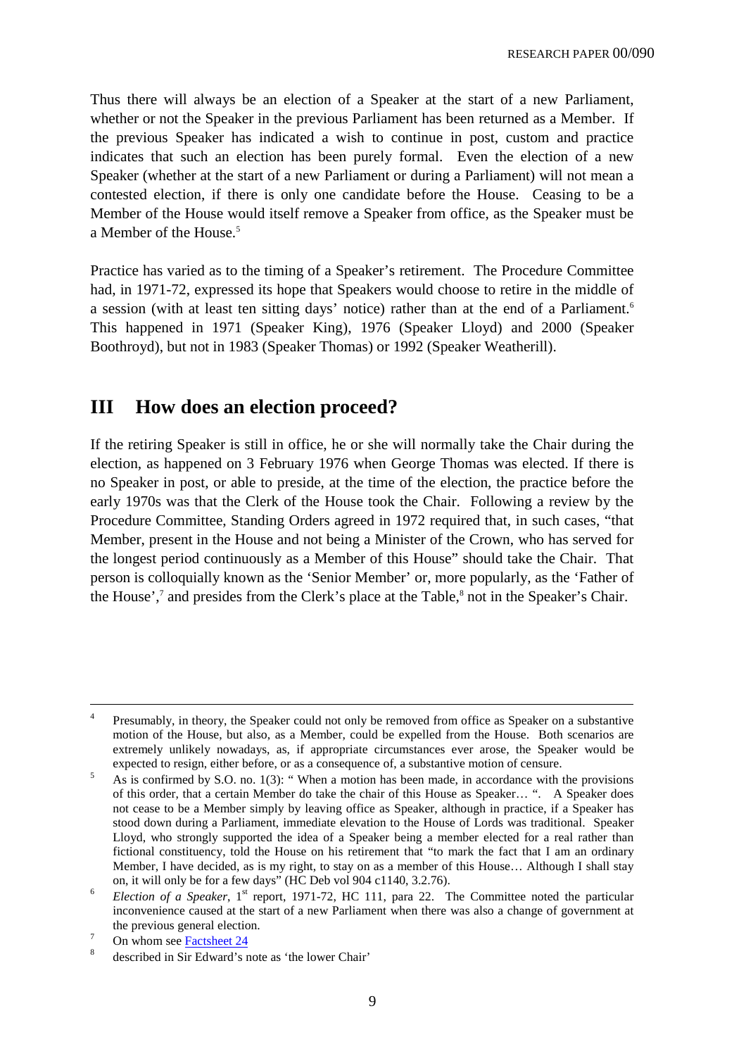Thus there will always be an election of a Speaker at the start of a new Parliament, whether or not the Speaker in the previous Parliament has been returned as a Member. If the previous Speaker has indicated a wish to continue in post, custom and practice indicates that such an election has been purely formal. Even the election of a new Speaker (whether at the start of a new Parliament or during a Parliament) will not mean a contested election, if there is only one candidate before the House. Ceasing to be a Member of the House would itself remove a Speaker from office, as the Speaker must be a Member of the House.[5]

Practice has varied as to the timing of a Speaker's retirement. The Procedure Committee had, in 1971-72, expressed its hope that Speakers would choose to retire in the middle of a session (with at least ten sitting days' notice) rather than at the end of a Parliament.[6] This happened in 1971 (Speaker King), 1976 (Speaker Lloyd) and 2000 (Speaker Boothroyd), but not in 1983 (Speaker Thomas) or 1992 (Speaker Weatherill).

## III How does an election proceed?

If the retiring Speaker is still in office, he or she will normally take the Chair during the election, as happened on 3 February 1976 when George Thomas was elected. If there is no Speaker in post, or able to preside, at the time of the election, the practice before the early 1970s was that the Clerk of the House took the Chair. Following a review by the Procedure Committee, Standing Orders agreed in 1972 required that, in such cases, "that Member, present in the House and not being a Minister of the Crown, who has served for the longest period continuously as a Member of this House" should take the Chair. That person is colloquially known as the 'Senior Member' or, more popularly, as the 'Father of the House',[7] and presides from the Clerk's place at the Table,[8] not in the Speaker's Chair.

---

[4] Presumably, in theory, the Speaker could not only be removed from office as Speaker on a substantive motion of the House, but also, as a Member, could be expelled from the House. Both scenarios are extremely unlikely nowadays, as, if appropriate circumstances ever arose, the Speaker would be expected to resign, either before, or as a consequence of, a substantive motion of censure.

[5] As is confirmed by S.O. no. 1(3): " When a motion has been made, in accordance with the provisions of this order, that a certain Member do take the chair of this House as Speaker… ". A Speaker does not cease to be a Member simply by leaving office as Speaker, although in practice, if a Speaker has stood down during a Parliament, immediate elevation to the House of Lords was traditional. Speaker Lloyd, who strongly supported the idea of a Speaker being a member elected for a real rather than fictional constituency, told the House on his retirement that "to mark the fact that I am an ordinary Member, I have decided, as is my right, to stay on as a member of this House… Although I shall stay on, it will only be for a few days" (HC Deb vol 904 c1140, 3.2.76).

[6] *Election of a Speaker*, 1st report, 1971-72, HC 111, para 22. The Committee noted the particular inconvenience caused at the start of a new Parliament when there was also a change of government at the previous general election.

[7] On whom see Factsheet 24

[8] described in Sir Edward's note as 'the lower Chair'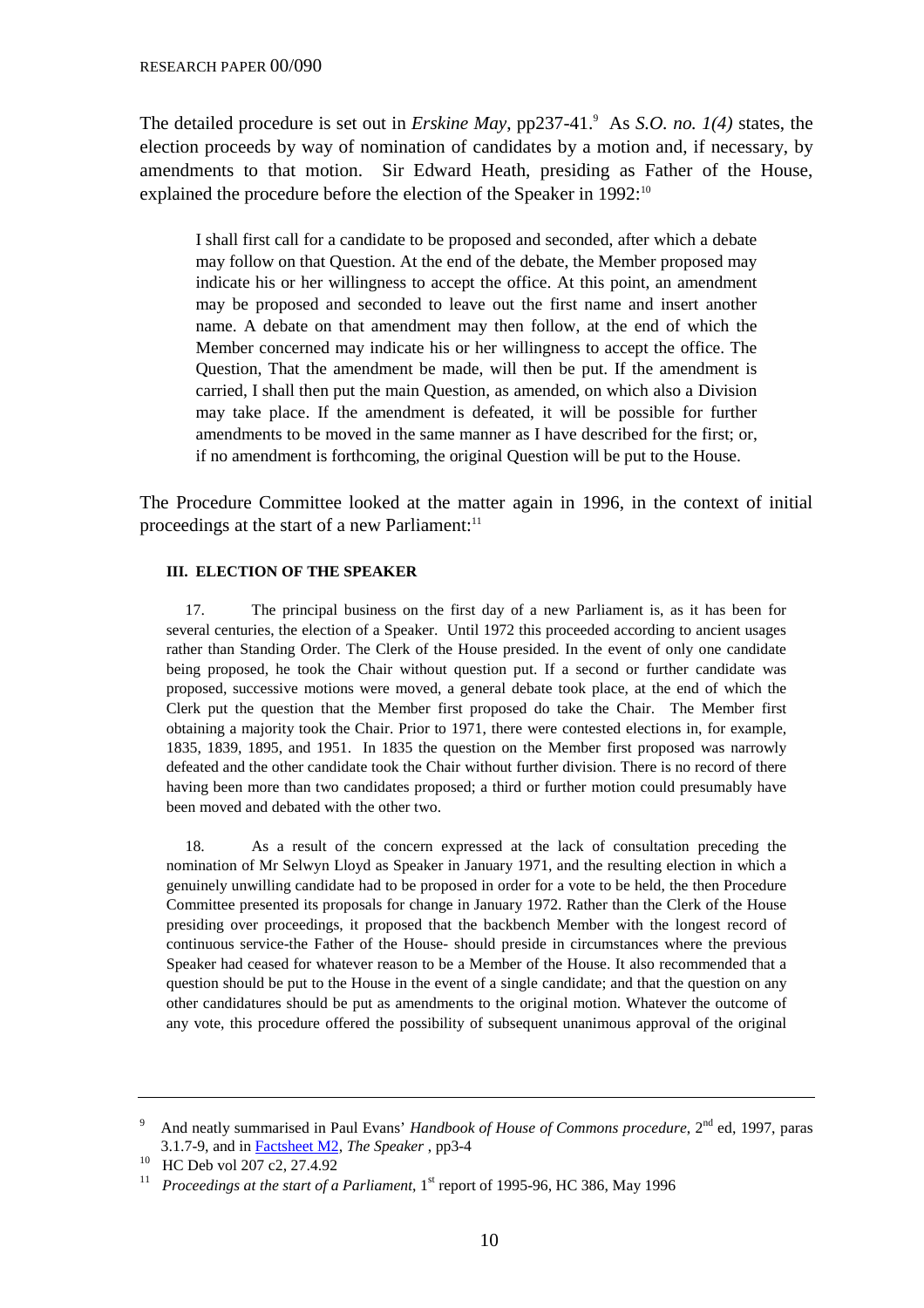The detailed procedure is set out in *Erskine May*, pp237-41.[9] As *S.O. no. 1(4)* states, the election proceeds by way of nomination of candidates by a motion and, if necessary, by amendments to that motion. Sir Edward Heath, presiding as Father of the House, explained the procedure before the election of the Speaker in 1992:[10]

> I shall first call for a candidate to be proposed and seconded, after which a debate may follow on that Question. At the end of the debate, the Member proposed may indicate his or her willingness to accept the office. At this point, an amendment may be proposed and seconded to leave out the first name and insert another name. A debate on that amendment may then follow, at the end of which the Member concerned may indicate his or her willingness to accept the office. The Question, That the amendment be made, will then be put. If the amendment is carried, I shall then put the main Question, as amended, on which also a Division may take place. If the amendment is defeated, it will be possible for further amendments to be moved in the same manner as I have described for the first; or, if no amendment is forthcoming, the original Question will be put to the House.

The Procedure Committee looked at the matter again in 1996, in the context of initial proceedings at the start of a new Parliament:[11]

> **III. ELECTION OF THE SPEAKER**
>
> 17. The principal business on the first day of a new Parliament is, as it has been for several centuries, the election of a Speaker. Until 1972 this proceeded according to ancient usages rather than Standing Order. The Clerk of the House presided. In the event of only one candidate being proposed, he took the Chair without question put. If a second or further candidate was proposed, successive motions were moved, a general debate took place, at the end of which the Clerk put the question that the Member first proposed do take the Chair. The Member first obtaining a majority took the Chair. Prior to 1971, there were contested elections in, for example, 1835, 1839, 1895, and 1951. In 1835 the question on the Member first proposed was narrowly defeated and the other candidate took the Chair without further division. There is no record of there having been more than two candidates proposed; a third or further motion could presumably have been moved and debated with the other two.
>
> 18. As a result of the concern expressed at the lack of consultation preceding the nomination of Mr Selwyn Lloyd as Speaker in January 1971, and the resulting election in which a genuinely unwilling candidate had to be proposed in order for a vote to be held, the then Procedure Committee presented its proposals for change in January 1972. Rather than the Clerk of the House presiding over proceedings, it proposed that the backbench Member with the longest record of continuous service-the Father of the House- should preside in circumstances where the previous Speaker had ceased for whatever reason to be a Member of the House. It also recommended that a question should be put to the House in the event of a single candidate; and that the question on any other candidatures should be put as amendments to the original motion. Whatever the outcome of any vote, this procedure offered the possibility of subsequent unanimous approval of the original

---

[9] And neatly summarised in Paul Evans' *Handbook of House of Commons procedure*, 2nd ed, 1997, paras 3.1.7-9, and in Factsheet M2, *The Speaker* , pp3-4

[10] HC Deb vol 207 c2, 27.4.92

[11] *Proceedings at the start of a Parliament*, 1st report of 1995-96, HC 386, May 1996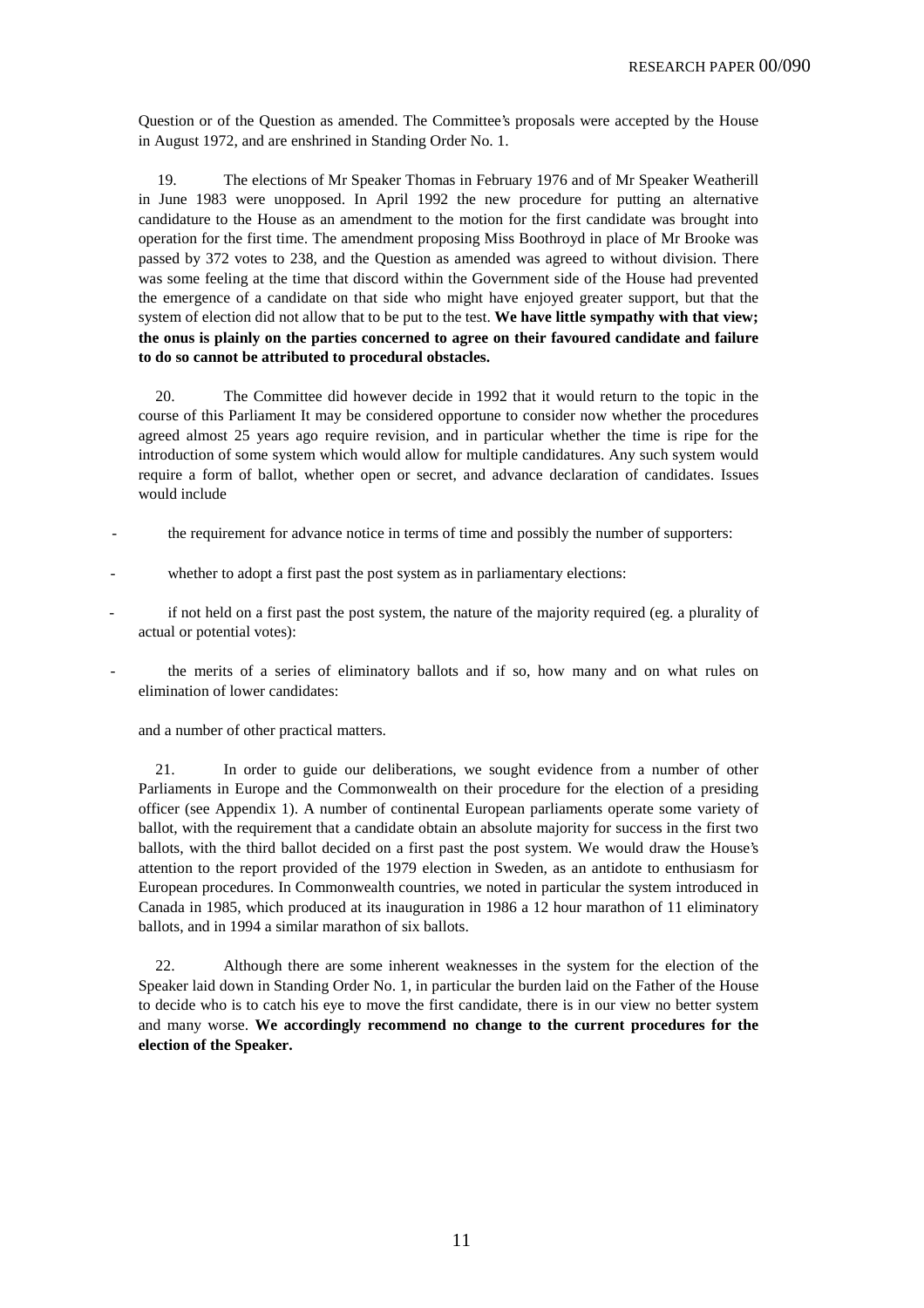Question or of the Question as amended. The Committee's proposals were accepted by the House in August 1972, and are enshrined in Standing Order No. 1.

19. The elections of Mr Speaker Thomas in February 1976 and of Mr Speaker Weatherill in June 1983 were unopposed. In April 1992 the new procedure for putting an alternative candidature to the House as an amendment to the motion for the first candidate was brought into operation for the first time. The amendment proposing Miss Boothroyd in place of Mr Brooke was passed by 372 votes to 238, and the Question as amended was agreed to without division. There was some feeling at the time that discord within the Government side of the House had prevented the emergence of a candidate on that side who might have enjoyed greater support, but that the system of election did not allow that to be put to the test. **We have little sympathy with that view; the onus is plainly on the parties concerned to agree on their favoured candidate and failure to do so cannot be attributed to procedural obstacles.**

20. The Committee did however decide in 1992 that it would return to the topic in the course of this Parliament It may be considered opportune to consider now whether the procedures agreed almost 25 years ago require revision, and in particular whether the time is ripe for the introduction of some system which would allow for multiple candidatures. Any such system would require a form of ballot, whether open or secret, and advance declaration of candidates. Issues would include

- the requirement for advance notice in terms of time and possibly the number of supporters:
- whether to adopt a first past the post system as in parliamentary elections:
- if not held on a first past the post system, the nature of the majority required (eg. a plurality of actual or potential votes):
- the merits of a series of eliminatory ballots and if so, how many and on what rules on elimination of lower candidates:

and a number of other practical matters.

21. In order to guide our deliberations, we sought evidence from a number of other Parliaments in Europe and the Commonwealth on their procedure for the election of a presiding officer (see Appendix 1). A number of continental European parliaments operate some variety of ballot, with the requirement that a candidate obtain an absolute majority for success in the first two ballots, with the third ballot decided on a first past the post system. We would draw the House's attention to the report provided of the 1979 election in Sweden, as an antidote to enthusiasm for European procedures. In Commonwealth countries, we noted in particular the system introduced in Canada in 1985, which produced at its inauguration in 1986 a 12 hour marathon of 11 eliminatory ballots, and in 1994 a similar marathon of six ballots.

22. Although there are some inherent weaknesses in the system for the election of the Speaker laid down in Standing Order No. 1, in particular the burden laid on the Father of the House to decide who is to catch his eye to move the first candidate, there is in our view no better system and many worse. **We accordingly recommend no change to the current procedures for the election of the Speaker.**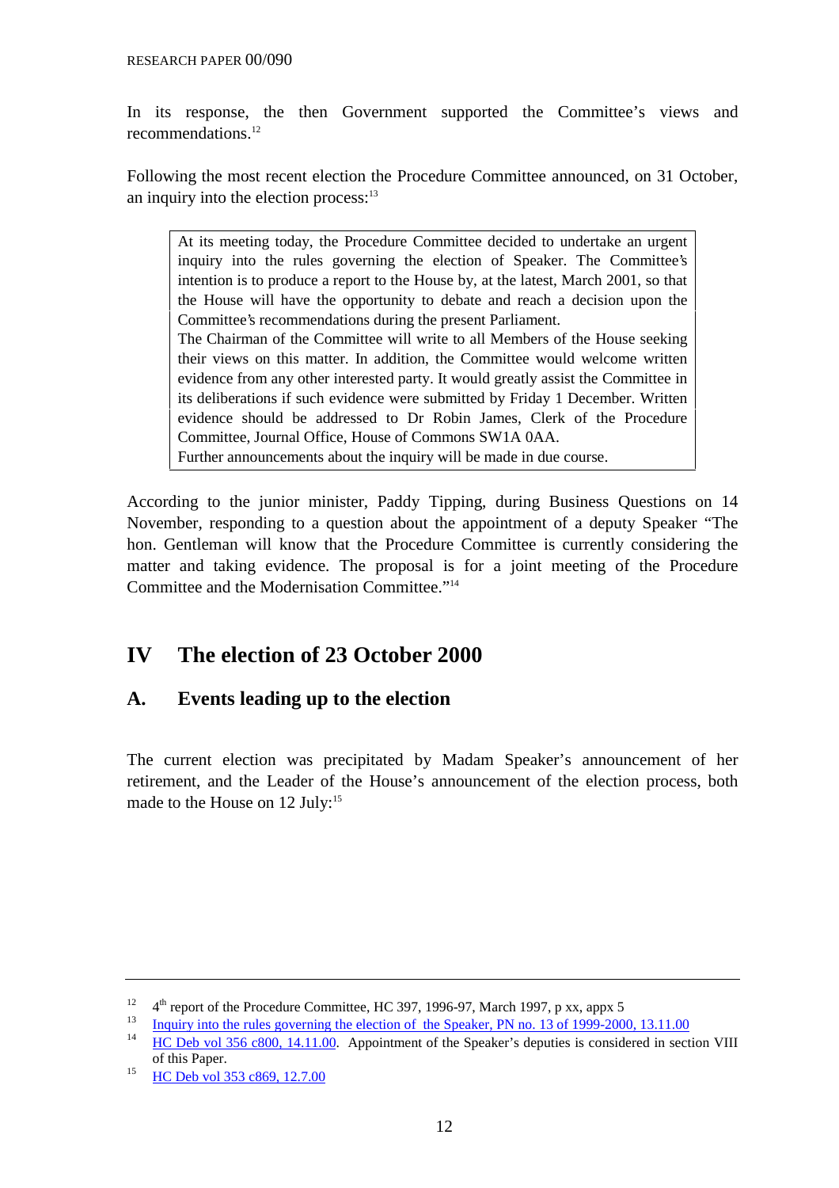In its response, the then Government supported the Committee's views and recommendations.[12]

Following the most recent election the Procedure Committee announced, on 31 October, an inquiry into the election process:[13]

> At its meeting today, the Procedure Committee decided to undertake an urgent inquiry into the rules governing the election of Speaker. The Committee's intention is to produce a report to the House by, at the latest, March 2001, so that the House will have the opportunity to debate and reach a decision upon the Committee's recommendations during the present Parliament.
>
> The Chairman of the Committee will write to all Members of the House seeking their views on this matter. In addition, the Committee would welcome written evidence from any other interested party. It would greatly assist the Committee in its deliberations if such evidence were submitted by Friday 1 December. Written evidence should be addressed to Dr Robin James, Clerk of the Procedure Committee, Journal Office, House of Commons SW1A 0AA.
>
> Further announcements about the inquiry will be made in due course.

According to the junior minister, Paddy Tipping, during Business Questions on 14 November, responding to a question about the appointment of a deputy Speaker "The hon. Gentleman will know that the Procedure Committee is currently considering the matter and taking evidence. The proposal is for a joint meeting of the Procedure Committee and the Modernisation Committee."[14]

# IV The election of 23 October 2000

## A. Events leading up to the election

The current election was precipitated by Madam Speaker's announcement of her retirement, and the Leader of the House's announcement of the election process, both made to the House on 12 July:[15]

---

[12] 4th report of the Procedure Committee, HC 397, 1996-97, March 1997, p xx, appx 5

[13] Inquiry into the rules governing the election of the Speaker, PN no. 13 of 1999-2000, 13.11.00

[14] HC Deb vol 356 c800, 14.11.00. Appointment of the Speaker's deputies is considered in section VIII of this Paper.

[15] HC Deb vol 353 c869, 12.7.00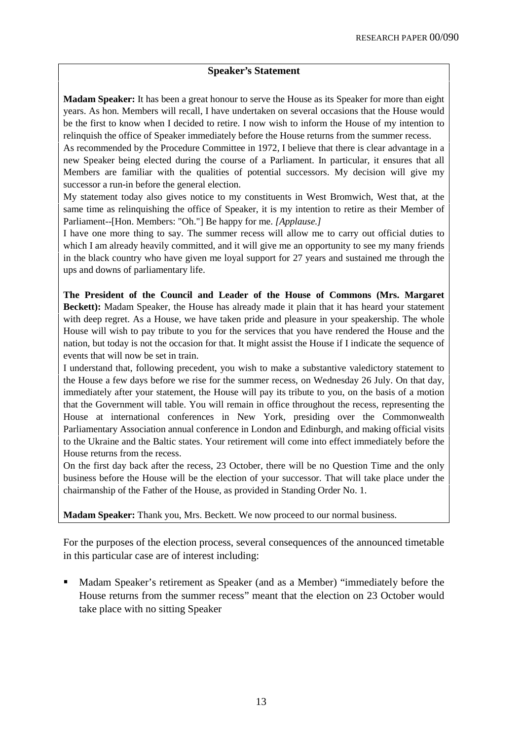**Speaker's Statement**

**Madam Speaker:** It has been a great honour to serve the House as its Speaker for more than eight years. As hon. Members will recall, I have undertaken on several occasions that the House would be the first to know when I decided to retire. I now wish to inform the House of my intention to relinquish the office of Speaker immediately before the House returns from the summer recess.

As recommended by the Procedure Committee in 1972, I believe that there is clear advantage in a new Speaker being elected during the course of a Parliament. In particular, it ensures that all Members are familiar with the qualities of potential successors. My decision will give my successor a run-in before the general election.

My statement today also gives notice to my constituents in West Bromwich, West that, at the same time as relinquishing the office of Speaker, it is my intention to retire as their Member of Parliament--[Hon. Members: "Oh."] Be happy for me. *[Applause.]*

I have one more thing to say. The summer recess will allow me to carry out official duties to which I am already heavily committed, and it will give me an opportunity to see my many friends in the black country who have given me loyal support for 27 years and sustained me through the ups and downs of parliamentary life.

**The President of the Council and Leader of the House of Commons (Mrs. Margaret Beckett):** Madam Speaker, the House has already made it plain that it has heard your statement with deep regret. As a House, we have taken pride and pleasure in your speakership. The whole House will wish to pay tribute to you for the services that you have rendered the House and the nation, but today is not the occasion for that. It might assist the House if I indicate the sequence of events that will now be set in train.

I understand that, following precedent, you wish to make a substantive valedictory statement to the House a few days before we rise for the summer recess, on Wednesday 26 July. On that day, immediately after your statement, the House will pay its tribute to you, on the basis of a motion that the Government will table. You will remain in office throughout the recess, representing the House at international conferences in New York, presiding over the Commonwealth Parliamentary Association annual conference in London and Edinburgh, and making official visits to the Ukraine and the Baltic states. Your retirement will come into effect immediately before the House returns from the recess.

On the first day back after the recess, 23 October, there will be no Question Time and the only business before the House will be the election of your successor. That will take place under the chairmanship of the Father of the House, as provided in Standing Order No. 1.

**Madam Speaker:** Thank you, Mrs. Beckett. We now proceed to our normal business.

For the purposes of the election process, several consequences of the announced timetable in this particular case are of interest including:

- Madam Speaker's retirement as Speaker (and as a Member) "immediately before the House returns from the summer recess" meant that the election on 23 October would take place with no sitting Speaker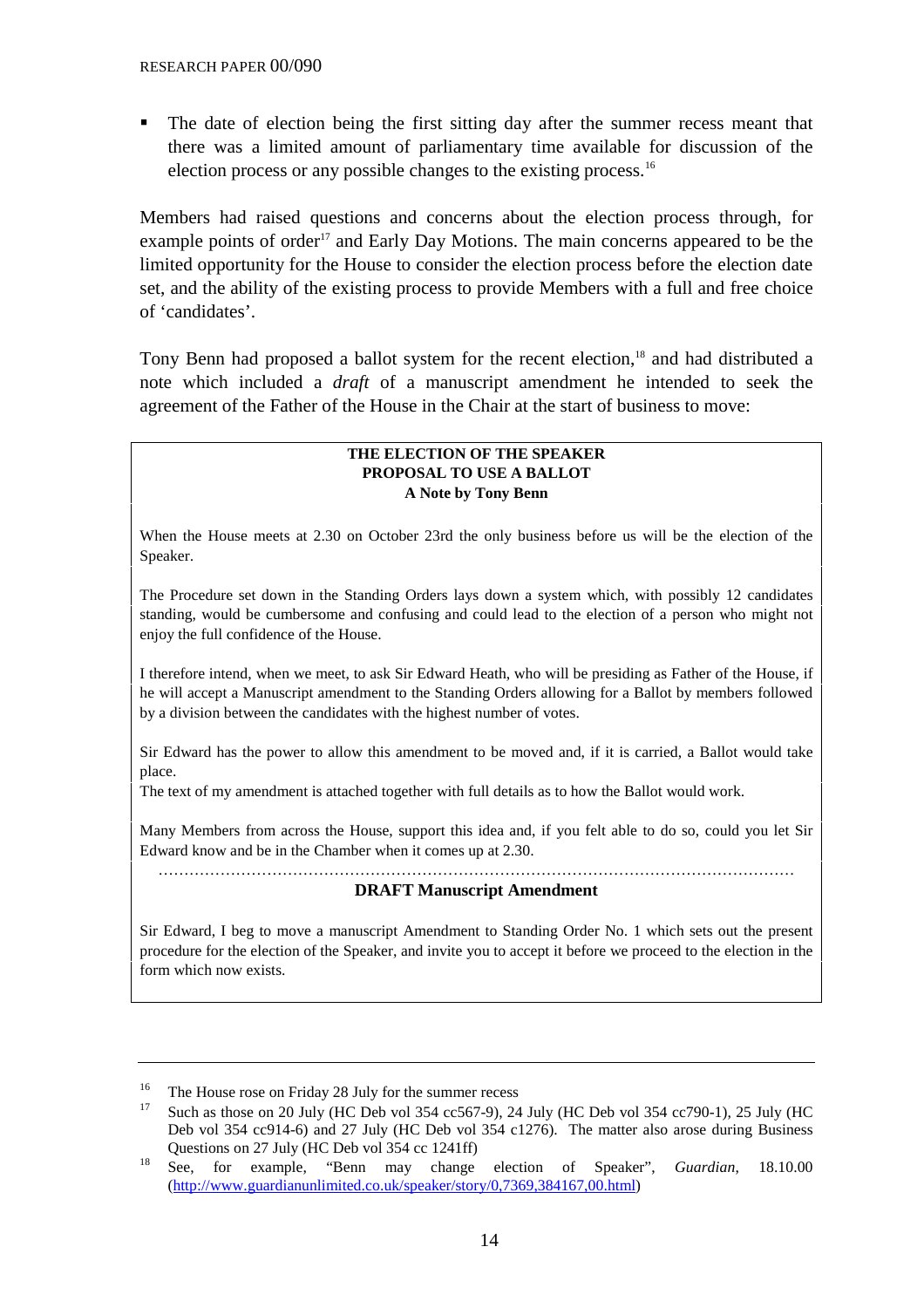- The date of election being the first sitting day after the summer recess meant that there was a limited amount of parliamentary time available for discussion of the election process or any possible changes to the existing process.[16]

Members had raised questions and concerns about the election process through, for example points of order[17] and Early Day Motions. The main concerns appeared to be the limited opportunity for the House to consider the election process before the election date set, and the ability of the existing process to provide Members with a full and free choice of 'candidates'.

Tony Benn had proposed a ballot system for the recent election,[18] and had distributed a note which included a *draft* of a manuscript amendment he intended to seek the agreement of the Father of the House in the Chair at the start of business to move:

> **THE ELECTION OF THE SPEAKER**
> **PROPOSAL TO USE A BALLOT**
> **A Note by Tony Benn**
>
> When the House meets at 2.30 on October 23rd the only business before us will be the election of the Speaker.
>
> The Procedure set down in the Standing Orders lays down a system which, with possibly 12 candidates standing, would be cumbersome and confusing and could lead to the election of a person who might not enjoy the full confidence of the House.
>
> I therefore intend, when we meet, to ask Sir Edward Heath, who will be presiding as Father of the House, if he will accept a Manuscript amendment to the Standing Orders allowing for a Ballot by members followed by a division between the candidates with the highest number of votes.
>
> Sir Edward has the power to allow this amendment to be moved and, if it is carried, a Ballot would take place.
> The text of my amendment is attached together with full details as to how the Ballot would work.
>
> Many Members from across the House, support this idea and, if you felt able to do so, could you let Sir Edward know and be in the Chamber when it comes up at 2.30.
>
> ……………………………………………………………………………………………………
>
> **DRAFT Manuscript Amendment**
>
> Sir Edward, I beg to move a manuscript Amendment to Standing Order No. 1 which sets out the present procedure for the election of the Speaker, and invite you to accept it before we proceed to the election in the form which now exists.

---

[16] The House rose on Friday 28 July for the summer recess

[17] Such as those on 20 July (HC Deb vol 354 cc567-9), 24 July (HC Deb vol 354 cc790-1), 25 July (HC Deb vol 354 cc914-6) and 27 July (HC Deb vol 354 c1276). The matter also arose during Business Questions on 27 July (HC Deb vol 354 cc 1241ff)

[18] See, for example, "Benn may change election of Speaker", *Guardian*, 18.10.00 (http://www.guardianunlimited.co.uk/speaker/story/0,7369,384167,00.html)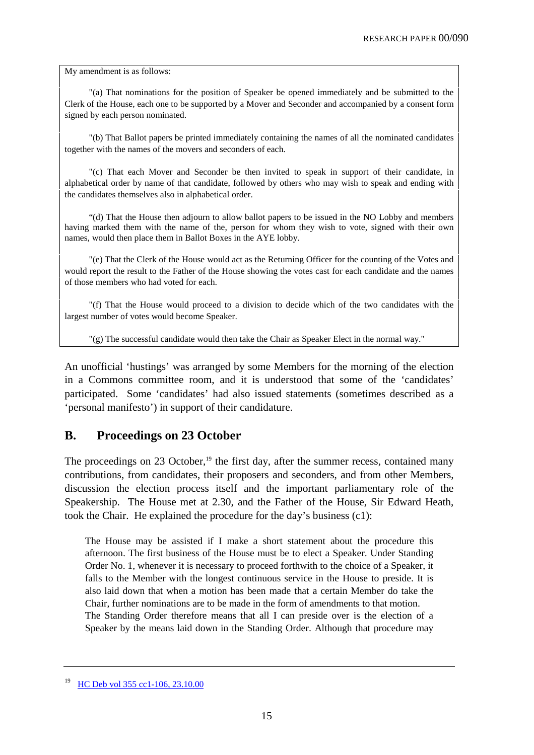My amendment is as follows:

"(a) That nominations for the position of Speaker be opened immediately and be submitted to the Clerk of the House, each one to be supported by a Mover and Seconder and accompanied by a consent form signed by each person nominated.

"(b) That Ballot papers be printed immediately containing the names of all the nominated candidates together with the names of the movers and seconders of each.

"(c) That each Mover and Seconder be then invited to speak in support of their candidate, in alphabetical order by name of that candidate, followed by others who may wish to speak and ending with the candidates themselves also in alphabetical order.

"(d) That the House then adjourn to allow ballot papers to be issued in the NO Lobby and members having marked them with the name of the, person for whom they wish to vote, signed with their own names, would then place them in Ballot Boxes in the AYE lobby.

"(e) That the Clerk of the House would act as the Returning Officer for the counting of the Votes and would report the result to the Father of the House showing the votes cast for each candidate and the names of those members who had voted for each.

"(f) That the House would proceed to a division to decide which of the two candidates with the largest number of votes would become Speaker.

"(g) The successful candidate would then take the Chair as Speaker Elect in the normal way."

An unofficial 'hustings' was arranged by some Members for the morning of the election in a Commons committee room, and it is understood that some of the 'candidates' participated. Some 'candidates' had also issued statements (sometimes described as a 'personal manifesto') in support of their candidature.

## B. Proceedings on 23 October

The proceedings on 23 October,[19] the first day, after the summer recess, contained many contributions, from candidates, their proposers and seconders, and from other Members, discussion the election process itself and the important parliamentary role of the Speakership. The House met at 2.30, and the Father of the House, Sir Edward Heath, took the Chair. He explained the procedure for the day's business (c1):

> The House may be assisted if I make a short statement about the procedure this afternoon. The first business of the House must be to elect a Speaker. Under Standing Order No. 1, whenever it is necessary to proceed forthwith to the choice of a Speaker, it falls to the Member with the longest continuous service in the House to preside. It is also laid down that when a motion has been made that a certain Member do take the Chair, further nominations are to be made in the form of amendments to that motion.
> The Standing Order therefore means that all I can preside over is the election of a Speaker by the means laid down in the Standing Order. Although that procedure may

---

[19] HC Deb vol 355 cc1-106, 23.10.00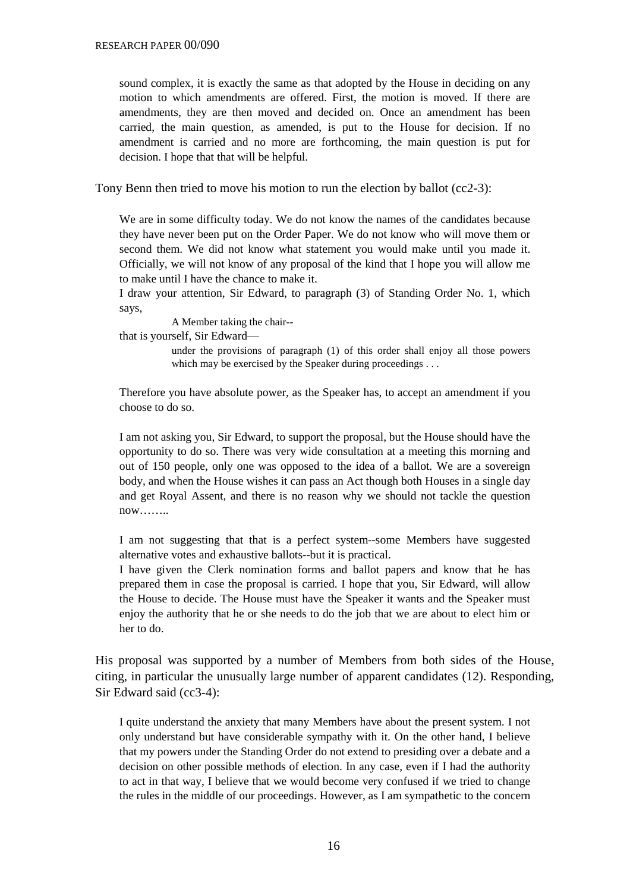sound complex, it is exactly the same as that adopted by the House in deciding on any motion to which amendments are offered. First, the motion is moved. If there are amendments, they are then moved and decided on. Once an amendment has been carried, the main question, as amended, is put to the House for decision. If no amendment is carried and no more are forthcoming, the main question is put for decision. I hope that that will be helpful.

Tony Benn then tried to move his motion to run the election by ballot (cc2-3):

> We are in some difficulty today. We do not know the names of the candidates because they have never been put on the Order Paper. We do not know who will move them or second them. We did not know what statement you would make until you made it. Officially, we will not know of any proposal of the kind that I hope you will allow me to make until I have the chance to make it.
>
> I draw your attention, Sir Edward, to paragraph (3) of Standing Order No. 1, which says,
>
> > A Member taking the chair--
>
> that is yourself, Sir Edward—
>
> > under the provisions of paragraph (1) of this order shall enjoy all those powers which may be exercised by the Speaker during proceedings . . .
>
> Therefore you have absolute power, as the Speaker has, to accept an amendment if you choose to do so.
>
> I am not asking you, Sir Edward, to support the proposal, but the House should have the opportunity to do so. There was very wide consultation at a meeting this morning and out of 150 people, only one was opposed to the idea of a ballot. We are a sovereign body, and when the House wishes it can pass an Act though both Houses in a single day and get Royal Assent, and there is no reason why we should not tackle the question now……..
>
> I am not suggesting that that is a perfect system--some Members have suggested alternative votes and exhaustive ballots--but it is practical.
>
> I have given the Clerk nomination forms and ballot papers and know that he has prepared them in case the proposal is carried. I hope that you, Sir Edward, will allow the House to decide. The House must have the Speaker it wants and the Speaker must enjoy the authority that he or she needs to do the job that we are about to elect him or her to do.

His proposal was supported by a number of Members from both sides of the House, citing, in particular the unusually large number of apparent candidates (12). Responding, Sir Edward said (cc3-4):

> I quite understand the anxiety that many Members have about the present system. I not only understand but have considerable sympathy with it. On the other hand, I believe that my powers under the Standing Order do not extend to presiding over a debate and a decision on other possible methods of election. In any case, even if I had the authority to act in that way, I believe that we would become very confused if we tried to change the rules in the middle of our proceedings. However, as I am sympathetic to the concern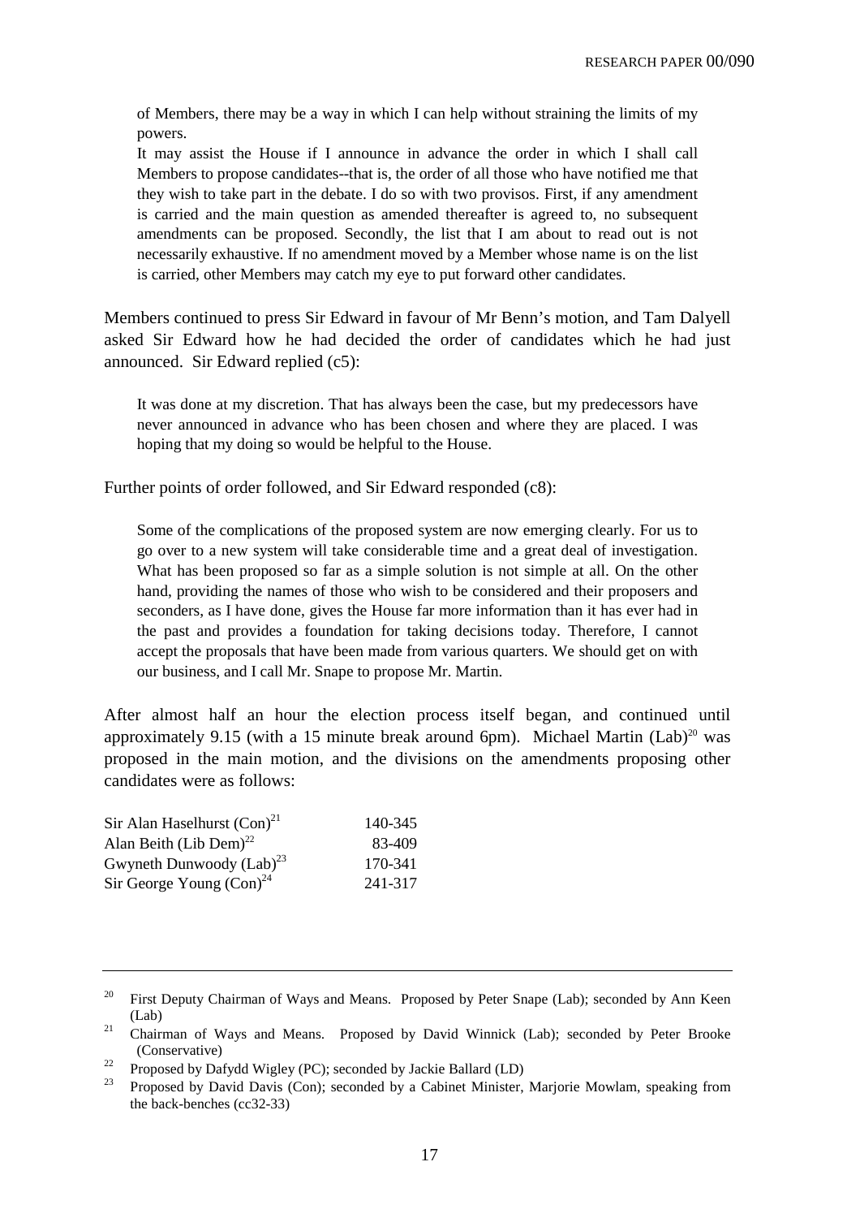> of Members, there may be a way in which I can help without straining the limits of my powers.
>
> It may assist the House if I announce in advance the order in which I shall call Members to propose candidates--that is, the order of all those who have notified me that they wish to take part in the debate. I do so with two provisos. First, if any amendment is carried and the main question as amended thereafter is agreed to, no subsequent amendments can be proposed. Secondly, the list that I am about to read out is not necessarily exhaustive. If no amendment moved by a Member whose name is on the list is carried, other Members may catch my eye to put forward other candidates.

Members continued to press Sir Edward in favour of Mr Benn's motion, and Tam Dalyell asked Sir Edward how he had decided the order of candidates which he had just announced. Sir Edward replied (c5):

> It was done at my discretion. That has always been the case, but my predecessors have never announced in advance who has been chosen and where they are placed. I was hoping that my doing so would be helpful to the House.

Further points of order followed, and Sir Edward responded (c8):

> Some of the complications of the proposed system are now emerging clearly. For us to go over to a new system will take considerable time and a great deal of investigation. What has been proposed so far as a simple solution is not simple at all. On the other hand, providing the names of those who wish to be considered and their proposers and seconders, as I have done, gives the House far more information than it has ever had in the past and provides a foundation for taking decisions today. Therefore, I cannot accept the proposals that have been made from various quarters. We should get on with our business, and I call Mr. Snape to propose Mr. Martin.

After almost half an hour the election process itself began, and continued until approximately 9.15 (with a 15 minute break around 6pm). Michael Martin (Lab)[20] was proposed in the main motion, and the divisions on the amendments proposing other candidates were as follows:

| | |
|---|---|
| Sir Alan Haselhurst (Con)[21] | 140-345 |
| Alan Beith (Lib Dem)[22] | 83-409 |
| Gwyneth Dunwoody (Lab)[23] | 170-341 |
| Sir George Young (Con)[24] | 241-317 |

---

[20] First Deputy Chairman of Ways and Means. Proposed by Peter Snape (Lab); seconded by Ann Keen (Lab)

[21] Chairman of Ways and Means. Proposed by David Winnick (Lab); seconded by Peter Brooke (Conservative)

[22] Proposed by Dafydd Wigley (PC); seconded by Jackie Ballard (LD)

[23] Proposed by David Davis (Con); seconded by a Cabinet Minister, Marjorie Mowlam, speaking from the back-benches (cc32-33)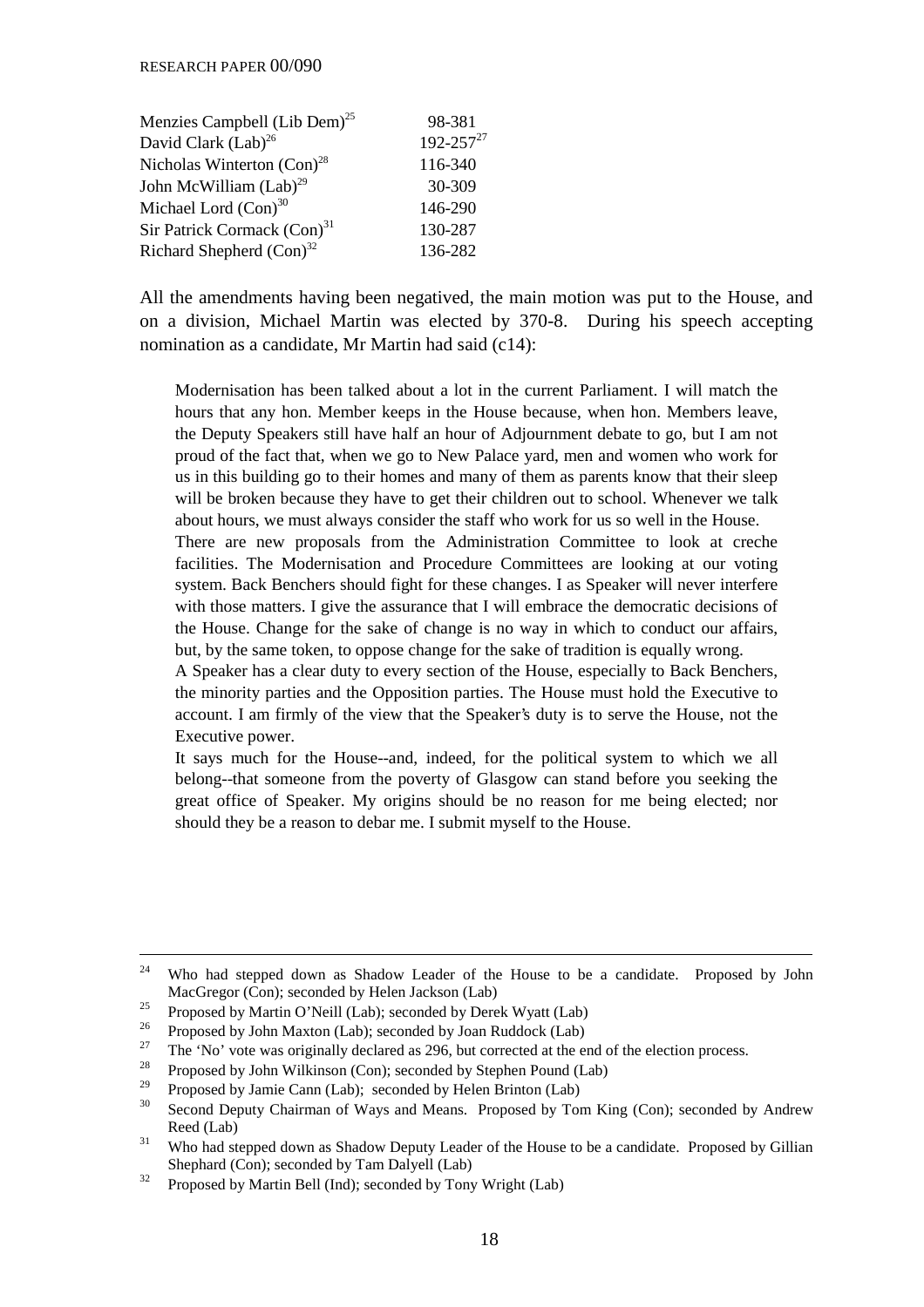| | |
|---|---|
| Menzies Campbell (Lib Dem)[25] | 98-381 |
| David Clark (Lab)[26] | 192-257[27] |
| Nicholas Winterton (Con)[28] | 116-340 |
| John McWilliam (Lab)[29] | 30-309 |
| Michael Lord (Con)[30] | 146-290 |
| Sir Patrick Cormack (Con)[31] | 130-287 |
| Richard Shepherd (Con)[32] | 136-282 |

All the amendments having been negatived, the main motion was put to the House, and on a division, Michael Martin was elected by 370-8. During his speech accepting nomination as a candidate, Mr Martin had said (c14):

> Modernisation has been talked about a lot in the current Parliament. I will match the hours that any hon. Member keeps in the House because, when hon. Members leave, the Deputy Speakers still have half an hour of Adjournment debate to go, but I am not proud of the fact that, when we go to New Palace yard, men and women who work for us in this building go to their homes and many of them as parents know that their sleep will be broken because they have to get their children out to school. Whenever we talk about hours, we must always consider the staff who work for us so well in the House.
>
> There are new proposals from the Administration Committee to look at creche facilities. The Modernisation and Procedure Committees are looking at our voting system. Back Benchers should fight for these changes. I as Speaker will never interfere with those matters. I give the assurance that I will embrace the democratic decisions of the House. Change for the sake of change is no way in which to conduct our affairs, but, by the same token, to oppose change for the sake of tradition is equally wrong.
>
> A Speaker has a clear duty to every section of the House, especially to Back Benchers, the minority parties and the Opposition parties. The House must hold the Executive to account. I am firmly of the view that the Speaker's duty is to serve the House, not the Executive power.
>
> It says much for the House--and, indeed, for the political system to which we all belong--that someone from the poverty of Glasgow can stand before you seeking the great office of Speaker. My origins should be no reason for me being elected; nor should they be a reason to debar me. I submit myself to the House.

---

[24] Who had stepped down as Shadow Leader of the House to be a candidate. Proposed by John MacGregor (Con); seconded by Helen Jackson (Lab)

[25] Proposed by Martin O'Neill (Lab); seconded by Derek Wyatt (Lab)

[26] Proposed by John Maxton (Lab); seconded by Joan Ruddock (Lab)

[27] The 'No' vote was originally declared as 296, but corrected at the end of the election process.

[28] Proposed by John Wilkinson (Con); seconded by Stephen Pound (Lab)

[29] Proposed by Jamie Cann (Lab); seconded by Helen Brinton (Lab)

[30] Second Deputy Chairman of Ways and Means. Proposed by Tom King (Con); seconded by Andrew Reed (Lab)

[31] Who had stepped down as Shadow Deputy Leader of the House to be a candidate. Proposed by Gillian Shephard (Con); seconded by Tam Dalyell (Lab)

[32] Proposed by Martin Bell (Ind); seconded by Tony Wright (Lab)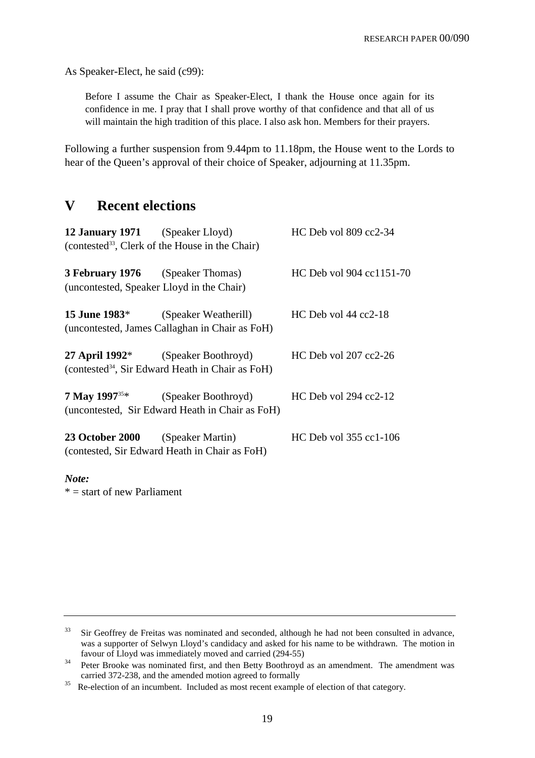As Speaker-Elect, he said (c99):

> Before I assume the Chair as Speaker-Elect, I thank the House once again for its confidence in me. I pray that I shall prove worthy of that confidence and that all of us will maintain the high tradition of this place. I also ask hon. Members for their prayers.

Following a further suspension from 9.44pm to 11.18pm, the House went to the Lords to hear of the Queen's approval of their choice of Speaker, adjourning at 11.35pm.

## V Recent elections

**12 January 1971** (Speaker Lloyd) HC Deb vol 809 cc2-34
(contested[33], Clerk of the House in the Chair)

**3 February 1976** (Speaker Thomas) HC Deb vol 904 cc1151-70
(uncontested, Speaker Lloyd in the Chair)

**15 June 1983*** (Speaker Weatherill) HC Deb vol 44 cc2-18
(uncontested, James Callaghan in Chair as FoH)

**27 April 1992*** (Speaker Boothroyd) HC Deb vol 207 cc2-26
(contested[34], Sir Edward Heath in Chair as FoH)

**7 May 1997[35]*** (Speaker Boothroyd) HC Deb vol 294 cc2-12
(uncontested, Sir Edward Heath in Chair as FoH)

**23 October 2000** (Speaker Martin) HC Deb vol 355 cc1-106
(contested, Sir Edward Heath in Chair as FoH)

***Note:***
* = start of new Parliament

---

[33] Sir Geoffrey de Freitas was nominated and seconded, although he had not been consulted in advance, was a supporter of Selwyn Lloyd's candidacy and asked for his name to be withdrawn. The motion in favour of Lloyd was immediately moved and carried (294-55)

[34] Peter Brooke was nominated first, and then Betty Boothroyd as an amendment. The amendment was carried 372-238, and the amended motion agreed to formally

[35] Re-election of an incumbent. Included as most recent example of election of that category.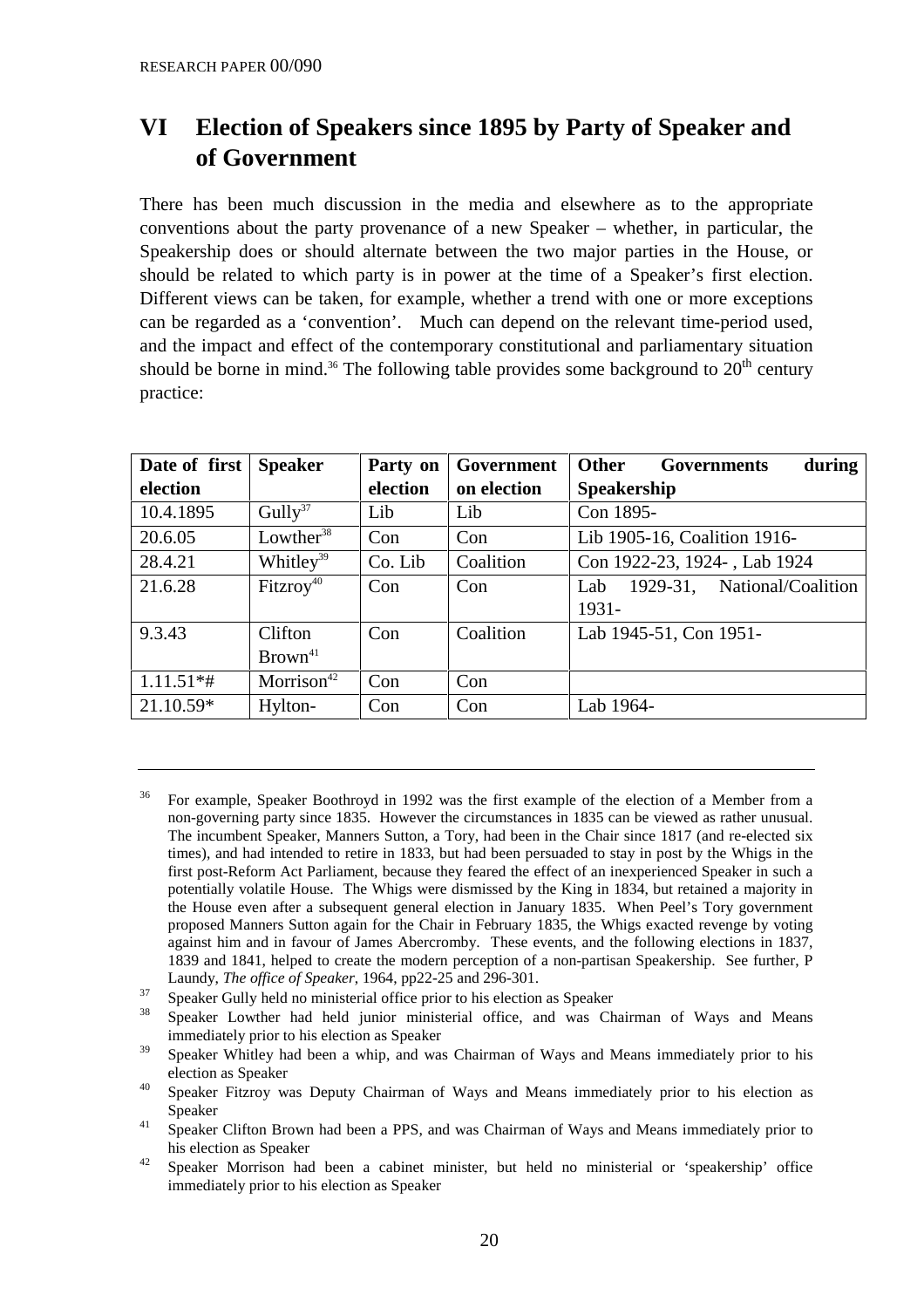# VI Election of Speakers since 1895 by Party of Speaker and of Government

There has been much discussion in the media and elsewhere as to the appropriate conventions about the party provenance of a new Speaker – whether, in particular, the Speakership does or should alternate between the two major parties in the House, or should be related to which party is in power at the time of a Speaker's first election. Different views can be taken, for example, whether a trend with one or more exceptions can be regarded as a 'convention'. Much can depend on the relevant time-period used, and the impact and effect of the contemporary constitutional and parliamentary situation should be borne in mind.[36] The following table provides some background to 20th century practice:

| Date of first election | Speaker | Party on election | Government on election | Other Governments during Speakership |
|---|---|---|---|---|
| 10.4.1895 | Gully[37] | Lib | Lib | Con 1895- |
| 20.6.05 | Lowther[38] | Con | Con | Lib 1905-16, Coalition 1916- |
| 28.4.21 | Whitley[39] | Co. Lib | Coalition | Con 1922-23, 1924- , Lab 1924 |
| 21.6.28 | Fitzroy[40] | Con | Con | Lab 1929-31, National/Coalition 1931- |
| 9.3.43 | Clifton Brown[41] | Con | Coalition | Lab 1945-51, Con 1951- |
| 1.11.51*# | Morrison[42] | Con | Con | |
| 21.10.59* | Hylton- | Con | Con | Lab 1964- |

---

[36] For example, Speaker Boothroyd in 1992 was the first example of the election of a Member from a non-governing party since 1835. However the circumstances in 1835 can be viewed as rather unusual. The incumbent Speaker, Manners Sutton, a Tory, had been in the Chair since 1817 (and re-elected six times), and had intended to retire in 1833, but had been persuaded to stay in post by the Whigs in the first post-Reform Act Parliament, because they feared the effect of an inexperienced Speaker in such a potentially volatile House. The Whigs were dismissed by the King in 1834, but retained a majority in the House even after a subsequent general election in January 1835. When Peel's Tory government proposed Manners Sutton again for the Chair in February 1835, the Whigs exacted revenge by voting against him and in favour of James Abercromby. These events, and the following elections in 1837, 1839 and 1841, helped to create the modern perception of a non-partisan Speakership. See further, P Laundy, *The office of Speaker*, 1964, pp22-25 and 296-301.

[37] Speaker Gully held no ministerial office prior to his election as Speaker

[38] Speaker Lowther had held junior ministerial office, and was Chairman of Ways and Means immediately prior to his election as Speaker

[39] Speaker Whitley had been a whip, and was Chairman of Ways and Means immediately prior to his election as Speaker

[40] Speaker Fitzroy was Deputy Chairman of Ways and Means immediately prior to his election as Speaker

[41] Speaker Clifton Brown had been a PPS, and was Chairman of Ways and Means immediately prior to his election as Speaker

[42] Speaker Morrison had been a cabinet minister, but held no ministerial or 'speakership' office immediately prior to his election as Speaker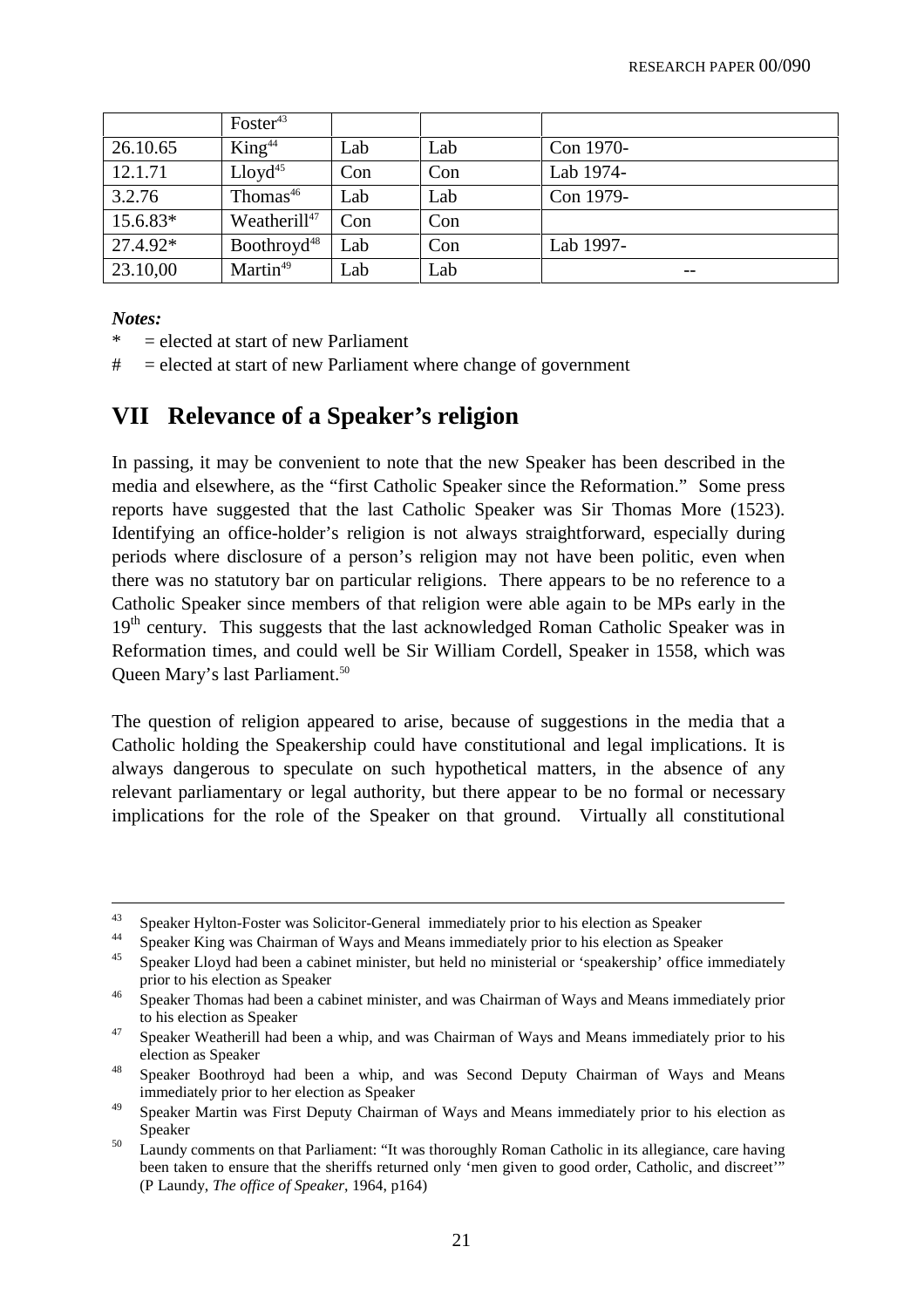| | Foster[43] | | | |
|---|---|---|---|---|
| 26.10.65 | King[44] | Lab | Lab | Con 1970- |
| 12.1.71 | Lloyd[45] | Con | Con | Lab 1974- |
| 3.2.76 | Thomas[46] | Lab | Lab | Con 1979- |
| 15.6.83* | Weatherill[47] | Con | Con | |
| 27.4.92* | Boothroyd[48] | Lab | Con | Lab 1997- |
| 23.10,00 | Martin[49] | Lab | Lab | -- |

***Notes:***

\* = elected at start of new Parliament

\# = elected at start of new Parliament where change of government

## VII Relevance of a Speaker's religion

In passing, it may be convenient to note that the new Speaker has been described in the media and elsewhere, as the "first Catholic Speaker since the Reformation." Some press reports have suggested that the last Catholic Speaker was Sir Thomas More (1523). Identifying an office-holder's religion is not always straightforward, especially during periods where disclosure of a person's religion may not have been politic, even when there was no statutory bar on particular religions. There appears to be no reference to a Catholic Speaker since members of that religion were able again to be MPs early in the 19th century. This suggests that the last acknowledged Roman Catholic Speaker was in Reformation times, and could well be Sir William Cordell, Speaker in 1558, which was Queen Mary's last Parliament.[50]

The question of religion appeared to arise, because of suggestions in the media that a Catholic holding the Speakership could have constitutional and legal implications. It is always dangerous to speculate on such hypothetical matters, in the absence of any relevant parliamentary or legal authority, but there appear to be no formal or necessary implications for the role of the Speaker on that ground. Virtually all constitutional

---

[43] Speaker Hylton-Foster was Solicitor-General immediately prior to his election as Speaker

[44] Speaker King was Chairman of Ways and Means immediately prior to his election as Speaker

[45] Speaker Lloyd had been a cabinet minister, but held no ministerial or 'speakership' office immediately prior to his election as Speaker

[46] Speaker Thomas had been a cabinet minister, and was Chairman of Ways and Means immediately prior to his election as Speaker

[47] Speaker Weatherill had been a whip, and was Chairman of Ways and Means immediately prior to his election as Speaker

[48] Speaker Boothroyd had been a whip, and was Second Deputy Chairman of Ways and Means immediately prior to her election as Speaker

[49] Speaker Martin was First Deputy Chairman of Ways and Means immediately prior to his election as Speaker

[50] Laundy comments on that Parliament: "It was thoroughly Roman Catholic in its allegiance, care having been taken to ensure that the sheriffs returned only 'men given to good order, Catholic, and discreet'" (P Laundy, *The office of Speaker*, 1964, p164)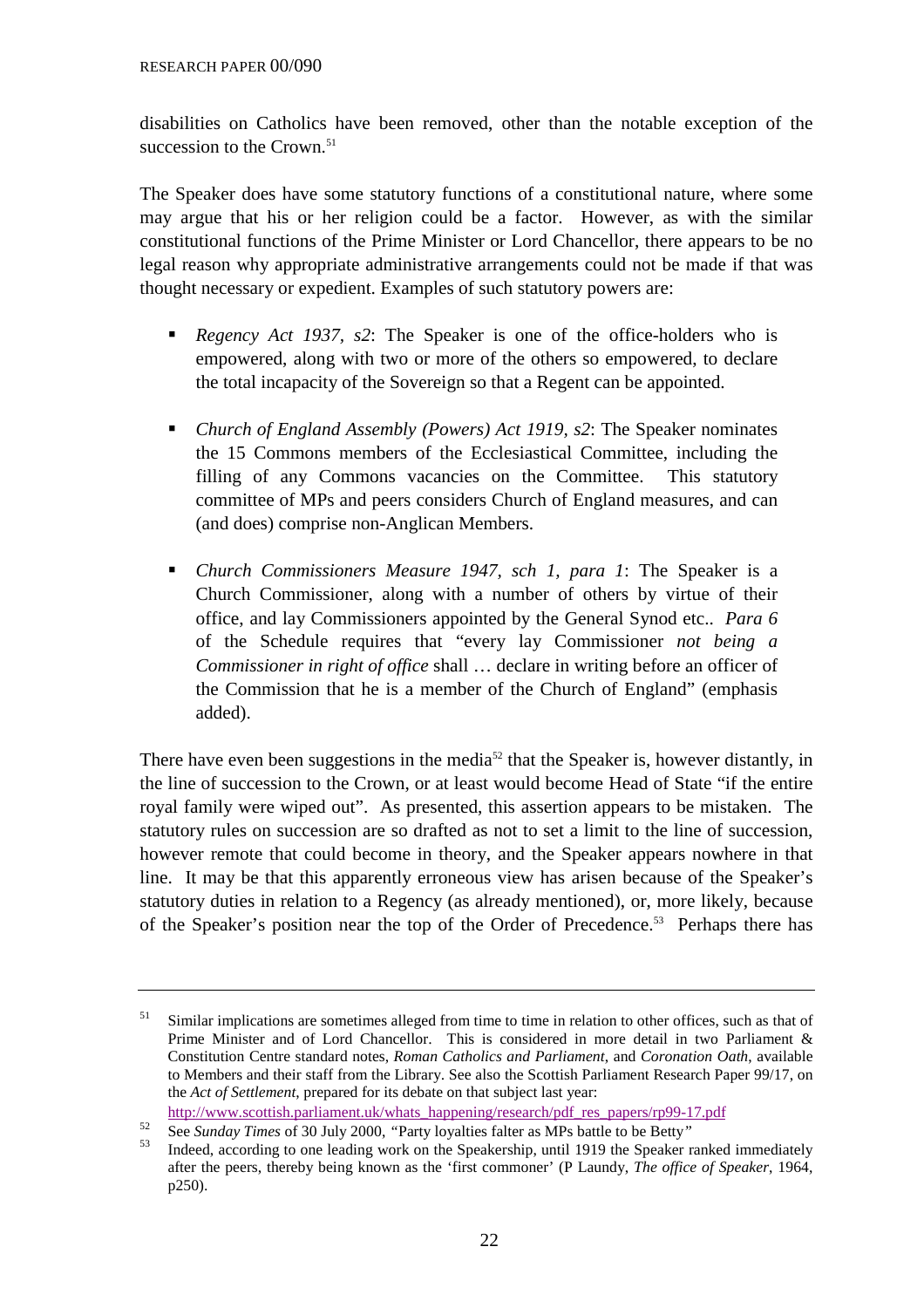disabilities on Catholics have been removed, other than the notable exception of the succession to the Crown.[51]

The Speaker does have some statutory functions of a constitutional nature, where some may argue that his or her religion could be a factor. However, as with the similar constitutional functions of the Prime Minister or Lord Chancellor, there appears to be no legal reason why appropriate administrative arrangements could not be made if that was thought necessary or expedient. Examples of such statutory powers are:

- *Regency Act 1937, s2*: The Speaker is one of the office-holders who is empowered, along with two or more of the others so empowered, to declare the total incapacity of the Sovereign so that a Regent can be appointed.
- *Church of England Assembly (Powers) Act 1919, s2*: The Speaker nominates the 15 Commons members of the Ecclesiastical Committee, including the filling of any Commons vacancies on the Committee. This statutory committee of MPs and peers considers Church of England measures, and can (and does) comprise non-Anglican Members.
- *Church Commissioners Measure 1947, sch 1, para 1*: The Speaker is a Church Commissioner, along with a number of others by virtue of their office, and lay Commissioners appointed by the General Synod etc.. *Para 6* of the Schedule requires that "every lay Commissioner *not being a Commissioner in right of office* shall … declare in writing before an officer of the Commission that he is a member of the Church of England" (emphasis added).

There have even been suggestions in the media[52] that the Speaker is, however distantly, in the line of succession to the Crown, or at least would become Head of State "if the entire royal family were wiped out". As presented, this assertion appears to be mistaken. The statutory rules on succession are so drafted as not to set a limit to the line of succession, however remote that could become in theory, and the Speaker appears nowhere in that line. It may be that this apparently erroneous view has arisen because of the Speaker's statutory duties in relation to a Regency (as already mentioned), or, more likely, because of the Speaker's position near the top of the Order of Precedence.[53] Perhaps there has

---

[51] Similar implications are sometimes alleged from time to time in relation to other offices, such as that of Prime Minister and of Lord Chancellor. This is considered in more detail in two Parliament & Constitution Centre standard notes, *Roman Catholics and Parliament*, and *Coronation Oath*, available to Members and their staff from the Library. See also the Scottish Parliament Research Paper 99/17, on the *Act of Settlement*, prepared for its debate on that subject last year: http://www.scottish.parliament.uk/whats_happening/research/pdf_res_papers/rp99-17.pdf

[52] See *Sunday Times* of 30 July 2000, "Party loyalties falter as MPs battle to be Betty"

[53] Indeed, according to one leading work on the Speakership, until 1919 the Speaker ranked immediately after the peers, thereby being known as the 'first commoner' (P Laundy, *The office of Speaker*, 1964, p250).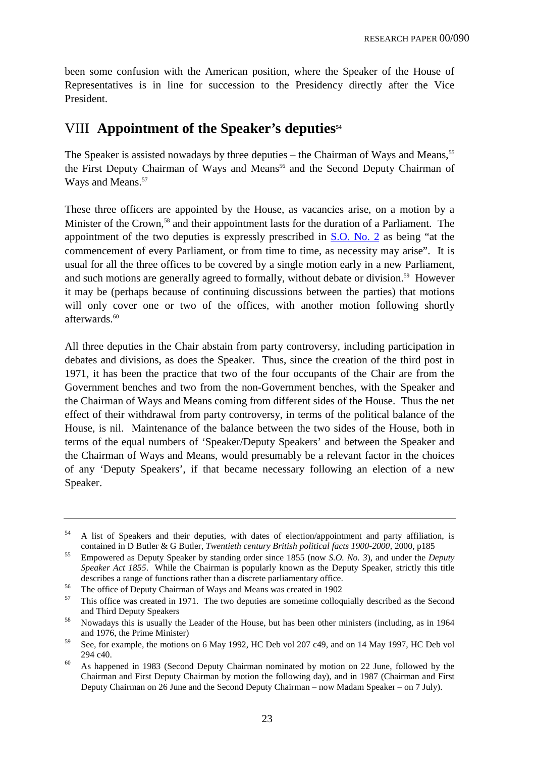been some confusion with the American position, where the Speaker of the House of Representatives is in line for succession to the Presidency directly after the Vice President.

## VIII **Appointment of the Speaker's deputies**[54]

The Speaker is assisted nowadays by three deputies – the Chairman of Ways and Means,[55] the First Deputy Chairman of Ways and Means[56] and the Second Deputy Chairman of Ways and Means.[57]

These three officers are appointed by the House, as vacancies arise, on a motion by a Minister of the Crown,[58] and their appointment lasts for the duration of a Parliament. The appointment of the two deputies is expressly prescribed in S.O. No. 2 as being "at the commencement of every Parliament, or from time to time, as necessity may arise". It is usual for all the three offices to be covered by a single motion early in a new Parliament, and such motions are generally agreed to formally, without debate or division.[59] However it may be (perhaps because of continuing discussions between the parties) that motions will only cover one or two of the offices, with another motion following shortly afterwards.[60]

All three deputies in the Chair abstain from party controversy, including participation in debates and divisions, as does the Speaker. Thus, since the creation of the third post in 1971, it has been the practice that two of the four occupants of the Chair are from the Government benches and two from the non-Government benches, with the Speaker and the Chairman of Ways and Means coming from different sides of the House. Thus the net effect of their withdrawal from party controversy, in terms of the political balance of the House, is nil. Maintenance of the balance between the two sides of the House, both in terms of the equal numbers of 'Speaker/Deputy Speakers' and between the Speaker and the Chairman of Ways and Means, would presumably be a relevant factor in the choices of any 'Deputy Speakers', if that became necessary following an election of a new Speaker.

---

[54] A list of Speakers and their deputies, with dates of election/appointment and party affiliation, is contained in D Butler & G Butler, *Twentieth century British political facts 1900-2000*, 2000, p185

[55] Empowered as Deputy Speaker by standing order since 1855 (now *S.O. No. 3*), and under the *Deputy Speaker Act 1855*. While the Chairman is popularly known as the Deputy Speaker, strictly this title describes a range of functions rather than a discrete parliamentary office.

[56] The office of Deputy Chairman of Ways and Means was created in 1902

[57] This office was created in 1971. The two deputies are sometime colloquially described as the Second and Third Deputy Speakers

[58] Nowadays this is usually the Leader of the House, but has been other ministers (including, as in 1964 and 1976, the Prime Minister)

[59] See, for example, the motions on 6 May 1992, HC Deb vol 207 c49, and on 14 May 1997, HC Deb vol 294 c40.

[60] As happened in 1983 (Second Deputy Chairman nominated by motion on 22 June, followed by the Chairman and First Deputy Chairman by motion the following day), and in 1987 (Chairman and First Deputy Chairman on 26 June and the Second Deputy Chairman – now Madam Speaker – on 7 July).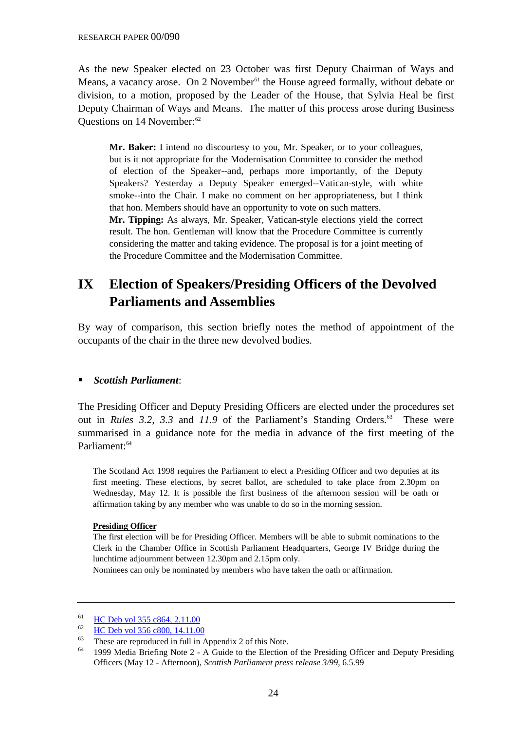As the new Speaker elected on 23 October was first Deputy Chairman of Ways and Means, a vacancy arose. On 2 November[61] the House agreed formally, without debate or division, to a motion, proposed by the Leader of the House, that Sylvia Heal be first Deputy Chairman of Ways and Means. The matter of this process arose during Business Questions on 14 November:[62]

> **Mr. Baker:** I intend no discourtesy to you, Mr. Speaker, or to your colleagues, but is it not appropriate for the Modernisation Committee to consider the method of election of the Speaker--and, perhaps more importantly, of the Deputy Speakers? Yesterday a Deputy Speaker emerged--Vatican-style, with white smoke--into the Chair. I make no comment on her appropriateness, but I think that hon. Members should have an opportunity to vote on such matters.
> **Mr. Tipping:** As always, Mr. Speaker, Vatican-style elections yield the correct result. The hon. Gentleman will know that the Procedure Committee is currently considering the matter and taking evidence. The proposal is for a joint meeting of the Procedure Committee and the Modernisation Committee.

# IX Election of Speakers/Presiding Officers of the Devolved Parliaments and Assemblies

By way of comparison, this section briefly notes the method of appointment of the occupants of the chair in the three new devolved bodies.

- ***Scottish Parliament***:

The Presiding Officer and Deputy Presiding Officers are elected under the procedures set out in *Rules 3.2, 3.3* and *11.9* of the Parliament's Standing Orders.[63] These were summarised in a guidance note for the media in advance of the first meeting of the Parliament:[64]

> The Scotland Act 1998 requires the Parliament to elect a Presiding Officer and two deputies at its first meeting. These elections, by secret ballot, are scheduled to take place from 2.30pm on Wednesday, May 12. It is possible the first business of the afternoon session will be oath or affirmation taking by any member who was unable to do so in the morning session.
>
> **Presiding Officer**
> The first election will be for Presiding Officer. Members will be able to submit nominations to the Clerk in the Chamber Office in Scottish Parliament Headquarters, George IV Bridge during the lunchtime adjournment between 12.30pm and 2.15pm only.
> Nominees can only be nominated by members who have taken the oath or affirmation.

---

[61] HC Deb vol 355 c864, 2.11.00
[62] HC Deb vol 356 c800, 14.11.00
[63] These are reproduced in full in Appendix 2 of this Note.
[64] 1999 Media Briefing Note 2 - A Guide to the Election of the Presiding Officer and Deputy Presiding Officers (May 12 - Afternoon), *Scottish Parliament press release 3/99*, 6.5.99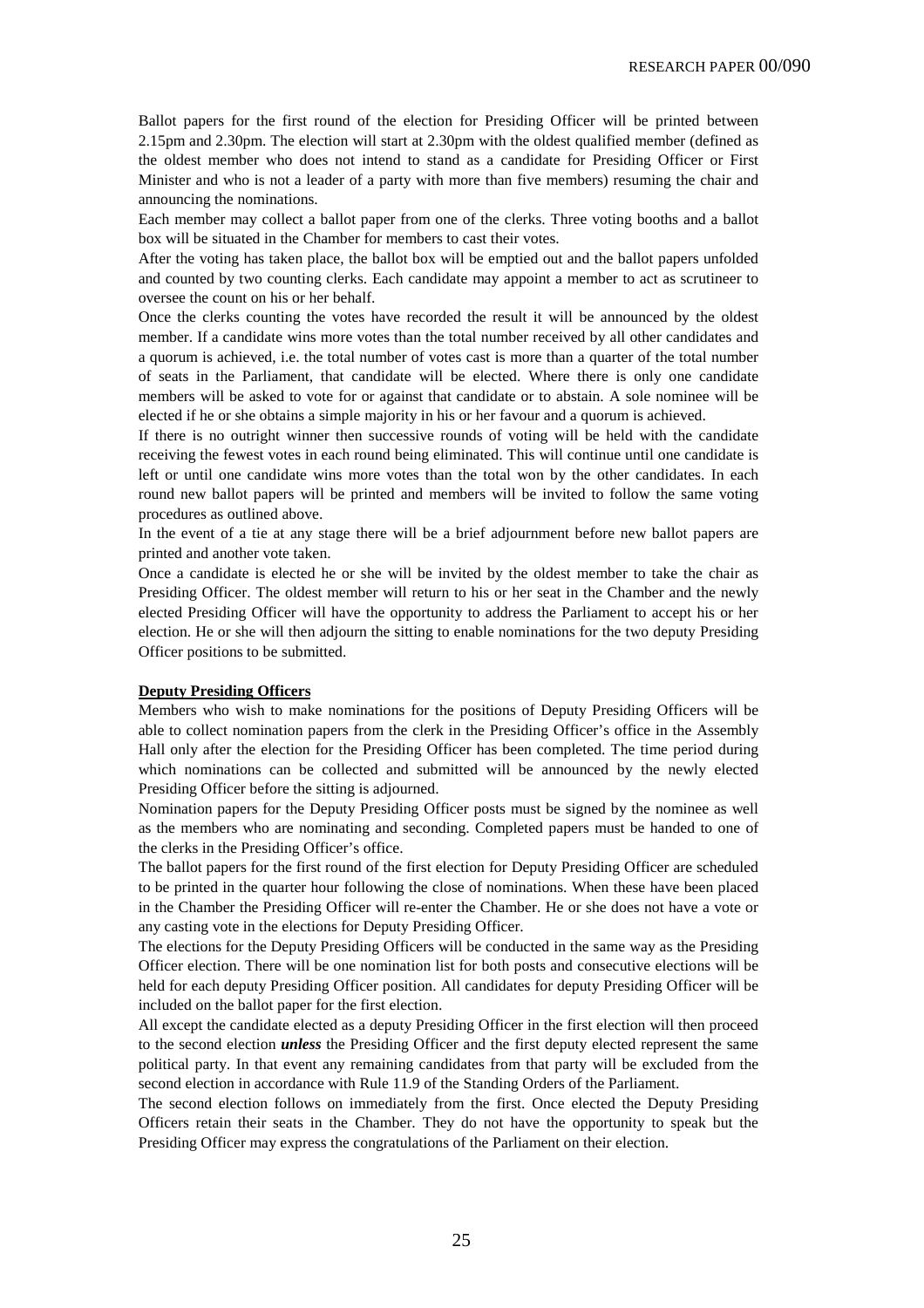Ballot papers for the first round of the election for Presiding Officer will be printed between 2.15pm and 2.30pm. The election will start at 2.30pm with the oldest qualified member (defined as the oldest member who does not intend to stand as a candidate for Presiding Officer or First Minister and who is not a leader of a party with more than five members) resuming the chair and announcing the nominations.

Each member may collect a ballot paper from one of the clerks. Three voting booths and a ballot box will be situated in the Chamber for members to cast their votes.

After the voting has taken place, the ballot box will be emptied out and the ballot papers unfolded and counted by two counting clerks. Each candidate may appoint a member to act as scrutineer to oversee the count on his or her behalf.

Once the clerks counting the votes have recorded the result it will be announced by the oldest member. If a candidate wins more votes than the total number received by all other candidates and a quorum is achieved, i.e. the total number of votes cast is more than a quarter of the total number of seats in the Parliament, that candidate will be elected. Where there is only one candidate members will be asked to vote for or against that candidate or to abstain. A sole nominee will be elected if he or she obtains a simple majority in his or her favour and a quorum is achieved.

If there is no outright winner then successive rounds of voting will be held with the candidate receiving the fewest votes in each round being eliminated. This will continue until one candidate is left or until one candidate wins more votes than the total won by the other candidates. In each round new ballot papers will be printed and members will be invited to follow the same voting procedures as outlined above.

In the event of a tie at any stage there will be a brief adjournment before new ballot papers are printed and another vote taken.

Once a candidate is elected he or she will be invited by the oldest member to take the chair as Presiding Officer. The oldest member will return to his or her seat in the Chamber and the newly elected Presiding Officer will have the opportunity to address the Parliament to accept his or her election. He or she will then adjourn the sitting to enable nominations for the two deputy Presiding Officer positions to be submitted.

**Deputy Presiding Officers**

Members who wish to make nominations for the positions of Deputy Presiding Officers will be able to collect nomination papers from the clerk in the Presiding Officer's office in the Assembly Hall only after the election for the Presiding Officer has been completed. The time period during which nominations can be collected and submitted will be announced by the newly elected Presiding Officer before the sitting is adjourned.

Nomination papers for the Deputy Presiding Officer posts must be signed by the nominee as well as the members who are nominating and seconding. Completed papers must be handed to one of the clerks in the Presiding Officer's office.

The ballot papers for the first round of the first election for Deputy Presiding Officer are scheduled to be printed in the quarter hour following the close of nominations. When these have been placed in the Chamber the Presiding Officer will re-enter the Chamber. He or she does not have a vote or any casting vote in the elections for Deputy Presiding Officer.

The elections for the Deputy Presiding Officers will be conducted in the same way as the Presiding Officer election. There will be one nomination list for both posts and consecutive elections will be held for each deputy Presiding Officer position. All candidates for deputy Presiding Officer will be included on the ballot paper for the first election.

All except the candidate elected as a deputy Presiding Officer in the first election will then proceed to the second election ***unless*** the Presiding Officer and the first deputy elected represent the same political party. In that event any remaining candidates from that party will be excluded from the second election in accordance with Rule 11.9 of the Standing Orders of the Parliament.

The second election follows on immediately from the first. Once elected the Deputy Presiding Officers retain their seats in the Chamber. They do not have the opportunity to speak but the Presiding Officer may express the congratulations of the Parliament on their election.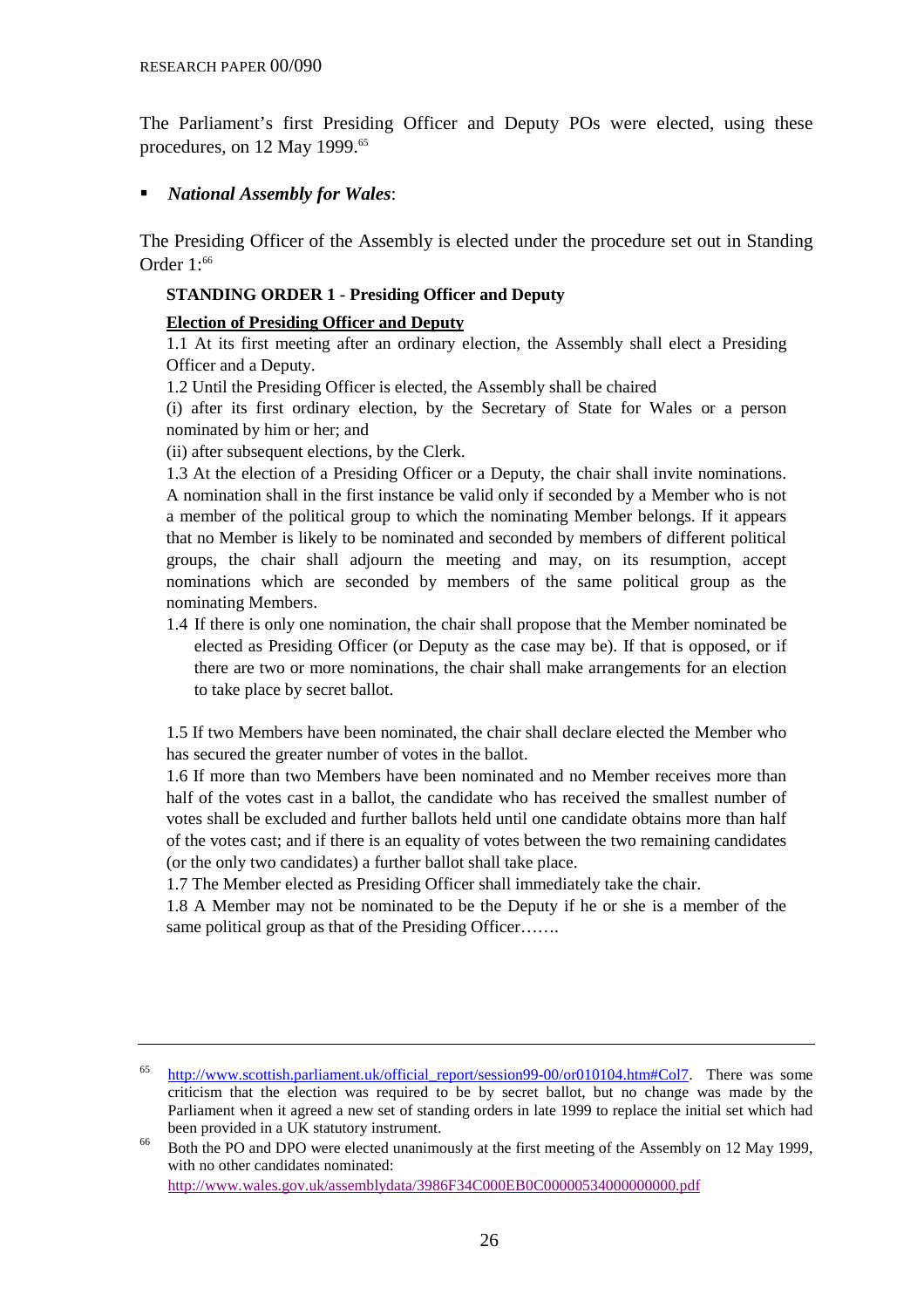The Parliament's first Presiding Officer and Deputy POs were elected, using these procedures, on 12 May 1999.[65]

- ***National Assembly for Wales***:

The Presiding Officer of the Assembly is elected under the procedure set out in Standing Order 1:[66]

> **STANDING ORDER 1 - Presiding Officer and Deputy**
>
> **Election of Presiding Officer and Deputy**
>
> 1.1 At its first meeting after an ordinary election, the Assembly shall elect a Presiding Officer and a Deputy.
>
> 1.2 Until the Presiding Officer is elected, the Assembly shall be chaired
>
> (i) after its first ordinary election, by the Secretary of State for Wales or a person nominated by him or her; and
>
> (ii) after subsequent elections, by the Clerk.
>
> 1.3 At the election of a Presiding Officer or a Deputy, the chair shall invite nominations. A nomination shall in the first instance be valid only if seconded by a Member who is not a member of the political group to which the nominating Member belongs. If it appears that no Member is likely to be nominated and seconded by members of different political groups, the chair shall adjourn the meeting and may, on its resumption, accept nominations which are seconded by members of the same political group as the nominating Members.
>
> 1.4 If there is only one nomination, the chair shall propose that the Member nominated be elected as Presiding Officer (or Deputy as the case may be). If that is opposed, or if there are two or more nominations, the chair shall make arrangements for an election to take place by secret ballot.
>
> 1.5 If two Members have been nominated, the chair shall declare elected the Member who has secured the greater number of votes in the ballot.
>
> 1.6 If more than two Members have been nominated and no Member receives more than half of the votes cast in a ballot, the candidate who has received the smallest number of votes shall be excluded and further ballots held until one candidate obtains more than half of the votes cast; and if there is an equality of votes between the two remaining candidates (or the only two candidates) a further ballot shall take place.
>
> 1.7 The Member elected as Presiding Officer shall immediately take the chair.
>
> 1.8 A Member may not be nominated to be the Deputy if he or she is a member of the same political group as that of the Presiding Officer…….

---

[65] http://www.scottish.parliament.uk/official_report/session99-00/or010104.htm#Col7. There was some criticism that the election was required to be by secret ballot, but no change was made by the Parliament when it agreed a new set of standing orders in late 1999 to replace the initial set which had been provided in a UK statutory instrument.

[66] Both the PO and DPO were elected unanimously at the first meeting of the Assembly on 12 May 1999, with no other candidates nominated: http://www.wales.gov.uk/assemblydata/3986F34C000EB0C00000534000000000.pdf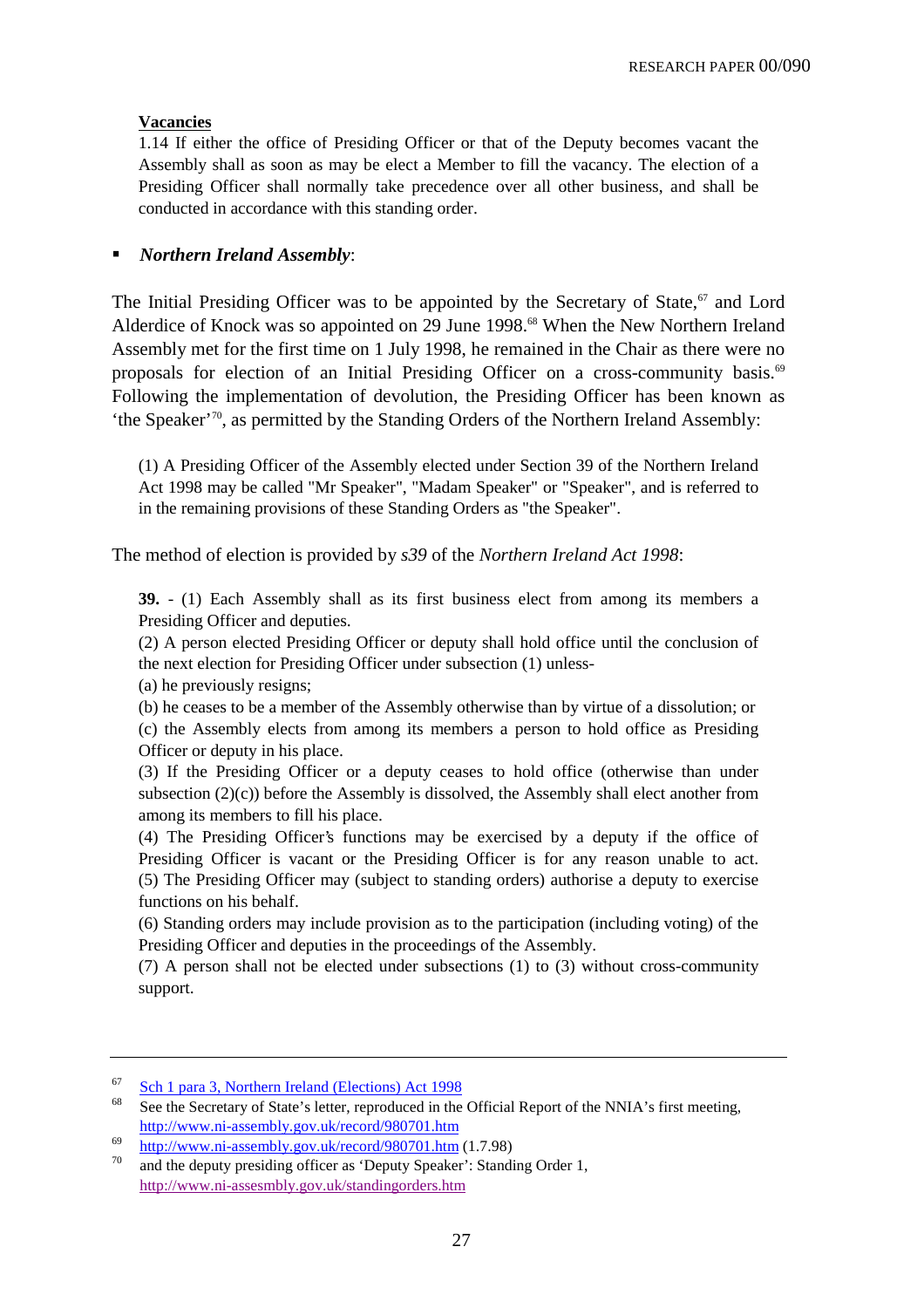**Vacancies**

1.14 If either the office of Presiding Officer or that of the Deputy becomes vacant the Assembly shall as soon as may be elect a Member to fill the vacancy. The election of a Presiding Officer shall normally take precedence over all other business, and shall be conducted in accordance with this standing order.

- ***Northern Ireland Assembly***:

The Initial Presiding Officer was to be appointed by the Secretary of State,[67] and Lord Alderdice of Knock was so appointed on 29 June 1998.[68] When the New Northern Ireland Assembly met for the first time on 1 July 1998, he remained in the Chair as there were no proposals for election of an Initial Presiding Officer on a cross-community basis.[69] Following the implementation of devolution, the Presiding Officer has been known as 'the Speaker'[70], as permitted by the Standing Orders of the Northern Ireland Assembly:

> (1) A Presiding Officer of the Assembly elected under Section 39 of the Northern Ireland Act 1998 may be called "Mr Speaker", "Madam Speaker" or "Speaker", and is referred to in the remaining provisions of these Standing Orders as "the Speaker".

The method of election is provided by *s39* of the *Northern Ireland Act 1998*:

> **39.** - (1) Each Assembly shall as its first business elect from among its members a Presiding Officer and deputies.
>
> (2) A person elected Presiding Officer or deputy shall hold office until the conclusion of the next election for Presiding Officer under subsection (1) unless-
>
> (a) he previously resigns;
>
> (b) he ceases to be a member of the Assembly otherwise than by virtue of a dissolution; or
>
> (c) the Assembly elects from among its members a person to hold office as Presiding Officer or deputy in his place.
>
> (3) If the Presiding Officer or a deputy ceases to hold office (otherwise than under subsection (2)(c)) before the Assembly is dissolved, the Assembly shall elect another from among its members to fill his place.
>
> (4) The Presiding Officer's functions may be exercised by a deputy if the office of Presiding Officer is vacant or the Presiding Officer is for any reason unable to act.
>
> (5) The Presiding Officer may (subject to standing orders) authorise a deputy to exercise functions on his behalf.
>
> (6) Standing orders may include provision as to the participation (including voting) of the Presiding Officer and deputies in the proceedings of the Assembly.
>
> (7) A person shall not be elected under subsections (1) to (3) without cross-community support.

---

[67] Sch 1 para 3, Northern Ireland (Elections) Act 1998

[68] See the Secretary of State's letter, reproduced in the Official Report of the NNIA's first meeting, http://www.ni-assembly.gov.uk/record/980701.htm

[69] http://www.ni-assembly.gov.uk/record/980701.htm (1.7.98)

[70] and the deputy presiding officer as 'Deputy Speaker': Standing Order 1, http://www.ni-assesmbly.gov.uk/standingorders.htm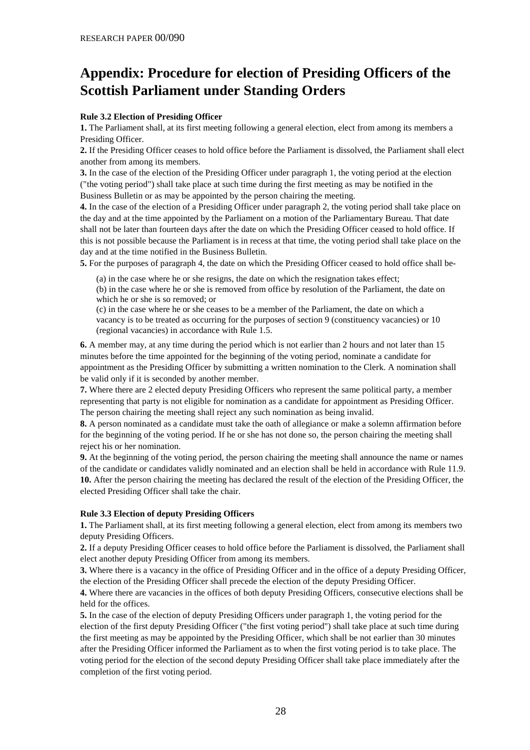# Appendix: Procedure for election of Presiding Officers of the Scottish Parliament under Standing Orders

**Rule 3.2 Election of Presiding Officer**

**1.** The Parliament shall, at its first meeting following a general election, elect from among its members a Presiding Officer.

**2.** If the Presiding Officer ceases to hold office before the Parliament is dissolved, the Parliament shall elect another from among its members.

**3.** In the case of the election of the Presiding Officer under paragraph 1, the voting period at the election ("the voting period") shall take place at such time during the first meeting as may be notified in the Business Bulletin or as may be appointed by the person chairing the meeting.

**4.** In the case of the election of a Presiding Officer under paragraph 2, the voting period shall take place on the day and at the time appointed by the Parliament on a motion of the Parliamentary Bureau. That date shall not be later than fourteen days after the date on which the Presiding Officer ceased to hold office. If this is not possible because the Parliament is in recess at that time, the voting period shall take place on the day and at the time notified in the Business Bulletin.

**5.** For the purposes of paragraph 4, the date on which the Presiding Officer ceased to hold office shall be-

(a) in the case where he or she resigns, the date on which the resignation takes effect;

(b) in the case where he or she is removed from office by resolution of the Parliament, the date on which he or she is so removed; or

(c) in the case where he or she ceases to be a member of the Parliament, the date on which a vacancy is to be treated as occurring for the purposes of section 9 (constituency vacancies) or 10 (regional vacancies) in accordance with Rule 1.5.

**6.** A member may, at any time during the period which is not earlier than 2 hours and not later than 15 minutes before the time appointed for the beginning of the voting period, nominate a candidate for appointment as the Presiding Officer by submitting a written nomination to the Clerk. A nomination shall be valid only if it is seconded by another member.

**7.** Where there are 2 elected deputy Presiding Officers who represent the same political party, a member representing that party is not eligible for nomination as a candidate for appointment as Presiding Officer. The person chairing the meeting shall reject any such nomination as being invalid.

**8.** A person nominated as a candidate must take the oath of allegiance or make a solemn affirmation before for the beginning of the voting period. If he or she has not done so, the person chairing the meeting shall reject his or her nomination.

**9.** At the beginning of the voting period, the person chairing the meeting shall announce the name or names of the candidate or candidates validly nominated and an election shall be held in accordance with Rule 11.9.

**10.** After the person chairing the meeting has declared the result of the election of the Presiding Officer, the elected Presiding Officer shall take the chair.

**Rule 3.3 Election of deputy Presiding Officers**

**1.** The Parliament shall, at its first meeting following a general election, elect from among its members two deputy Presiding Officers.

**2.** If a deputy Presiding Officer ceases to hold office before the Parliament is dissolved, the Parliament shall elect another deputy Presiding Officer from among its members.

**3.** Where there is a vacancy in the office of Presiding Officer and in the office of a deputy Presiding Officer, the election of the Presiding Officer shall precede the election of the deputy Presiding Officer.

**4.** Where there are vacancies in the offices of both deputy Presiding Officers, consecutive elections shall be held for the offices.

**5.** In the case of the election of deputy Presiding Officers under paragraph 1, the voting period for the election of the first deputy Presiding Officer ("the first voting period") shall take place at such time during the first meeting as may be appointed by the Presiding Officer, which shall be not earlier than 30 minutes after the Presiding Officer informed the Parliament as to when the first voting period is to take place. The voting period for the election of the second deputy Presiding Officer shall take place immediately after the completion of the first voting period.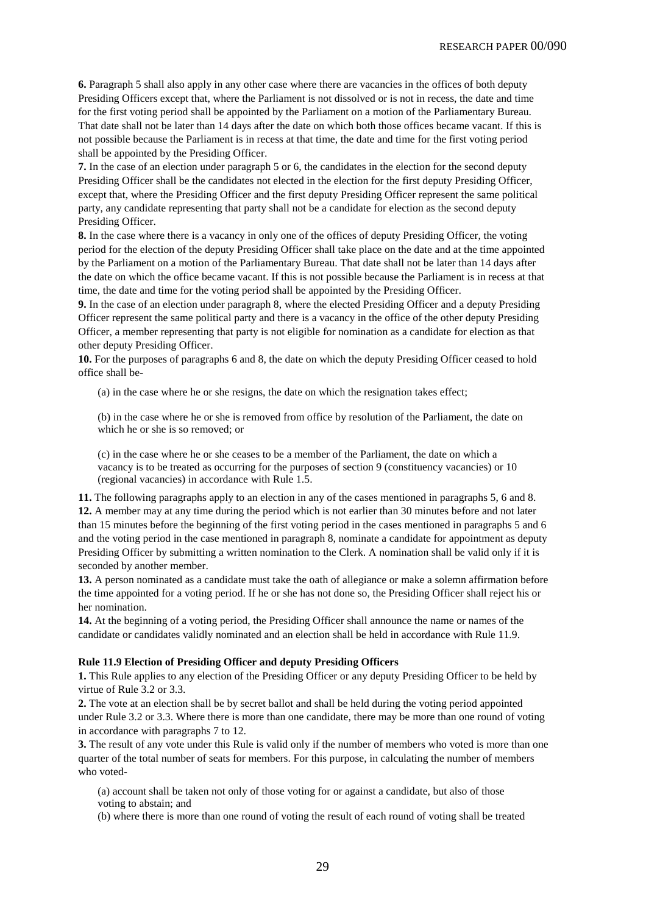**6.** Paragraph 5 shall also apply in any other case where there are vacancies in the offices of both deputy Presiding Officers except that, where the Parliament is not dissolved or is not in recess, the date and time for the first voting period shall be appointed by the Parliament on a motion of the Parliamentary Bureau. That date shall not be later than 14 days after the date on which both those offices became vacant. If this is not possible because the Parliament is in recess at that time, the date and time for the first voting period shall be appointed by the Presiding Officer.

**7.** In the case of an election under paragraph 5 or 6, the candidates in the election for the second deputy Presiding Officer shall be the candidates not elected in the election for the first deputy Presiding Officer, except that, where the Presiding Officer and the first deputy Presiding Officer represent the same political party, any candidate representing that party shall not be a candidate for election as the second deputy Presiding Officer.

**8.** In the case where there is a vacancy in only one of the offices of deputy Presiding Officer, the voting period for the election of the deputy Presiding Officer shall take place on the date and at the time appointed by the Parliament on a motion of the Parliamentary Bureau. That date shall not be later than 14 days after the date on which the office became vacant. If this is not possible because the Parliament is in recess at that time, the date and time for the voting period shall be appointed by the Presiding Officer.

**9.** In the case of an election under paragraph 8, where the elected Presiding Officer and a deputy Presiding Officer represent the same political party and there is a vacancy in the office of the other deputy Presiding Officer, a member representing that party is not eligible for nomination as a candidate for election as that other deputy Presiding Officer.

**10.** For the purposes of paragraphs 6 and 8, the date on which the deputy Presiding Officer ceased to hold office shall be-

(a) in the case where he or she resigns, the date on which the resignation takes effect;

(b) in the case where he or she is removed from office by resolution of the Parliament, the date on which he or she is so removed; or

(c) in the case where he or she ceases to be a member of the Parliament, the date on which a vacancy is to be treated as occurring for the purposes of section 9 (constituency vacancies) or 10 (regional vacancies) in accordance with Rule 1.5.

**11.** The following paragraphs apply to an election in any of the cases mentioned in paragraphs 5, 6 and 8.

**12.** A member may at any time during the period which is not earlier than 30 minutes before and not later than 15 minutes before the beginning of the first voting period in the cases mentioned in paragraphs 5 and 6 and the voting period in the case mentioned in paragraph 8, nominate a candidate for appointment as deputy Presiding Officer by submitting a written nomination to the Clerk. A nomination shall be valid only if it is seconded by another member.

**13.** A person nominated as a candidate must take the oath of allegiance or make a solemn affirmation before the time appointed for a voting period. If he or she has not done so, the Presiding Officer shall reject his or her nomination.

**14.** At the beginning of a voting period, the Presiding Officer shall announce the name or names of the candidate or candidates validly nominated and an election shall be held in accordance with Rule 11.9.

**Rule 11.9 Election of Presiding Officer and deputy Presiding Officers**

**1.** This Rule applies to any election of the Presiding Officer or any deputy Presiding Officer to be held by virtue of Rule 3.2 or 3.3.

**2.** The vote at an election shall be by secret ballot and shall be held during the voting period appointed under Rule 3.2 or 3.3. Where there is more than one candidate, there may be more than one round of voting in accordance with paragraphs 7 to 12.

**3.** The result of any vote under this Rule is valid only if the number of members who voted is more than one quarter of the total number of seats for members. For this purpose, in calculating the number of members who voted-

(a) account shall be taken not only of those voting for or against a candidate, but also of those voting to abstain; and

(b) where there is more than one round of voting the result of each round of voting shall be treated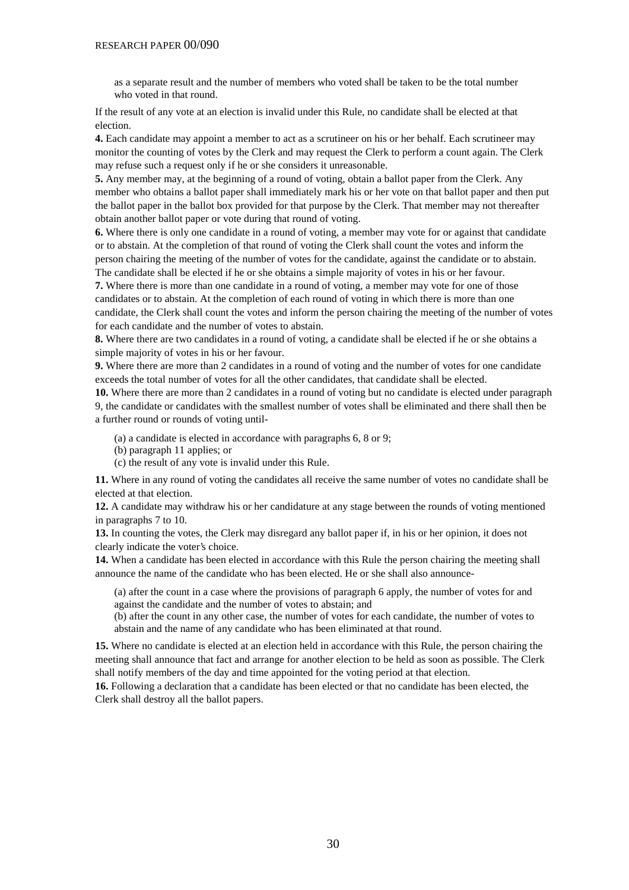as a separate result and the number of members who voted shall be taken to be the total number who voted in that round.

If the result of any vote at an election is invalid under this Rule, no candidate shall be elected at that election.

**4.** Each candidate may appoint a member to act as a scrutineer on his or her behalf. Each scrutineer may monitor the counting of votes by the Clerk and may request the Clerk to perform a count again. The Clerk may refuse such a request only if he or she considers it unreasonable.

**5.** Any member may, at the beginning of a round of voting, obtain a ballot paper from the Clerk. Any member who obtains a ballot paper shall immediately mark his or her vote on that ballot paper and then put the ballot paper in the ballot box provided for that purpose by the Clerk. That member may not thereafter obtain another ballot paper or vote during that round of voting.

**6.** Where there is only one candidate in a round of voting, a member may vote for or against that candidate or to abstain. At the completion of that round of voting the Clerk shall count the votes and inform the person chairing the meeting of the number of votes for the candidate, against the candidate or to abstain. The candidate shall be elected if he or she obtains a simple majority of votes in his or her favour.

**7.** Where there is more than one candidate in a round of voting, a member may vote for one of those candidates or to abstain. At the completion of each round of voting in which there is more than one candidate, the Clerk shall count the votes and inform the person chairing the meeting of the number of votes for each candidate and the number of votes to abstain.

**8.** Where there are two candidates in a round of voting, a candidate shall be elected if he or she obtains a simple majority of votes in his or her favour.

**9.** Where there are more than 2 candidates in a round of voting and the number of votes for one candidate exceeds the total number of votes for all the other candidates, that candidate shall be elected.

**10.** Where there are more than 2 candidates in a round of voting but no candidate is elected under paragraph 9, the candidate or candidates with the smallest number of votes shall be eliminated and there shall then be a further round or rounds of voting until-

(a) a candidate is elected in accordance with paragraphs 6, 8 or 9;
(b) paragraph 11 applies; or
(c) the result of any vote is invalid under this Rule.

**11.** Where in any round of voting the candidates all receive the same number of votes no candidate shall be elected at that election.

**12.** A candidate may withdraw his or her candidature at any stage between the rounds of voting mentioned in paragraphs 7 to 10.

**13.** In counting the votes, the Clerk may disregard any ballot paper if, in his or her opinion, it does not clearly indicate the voter's choice.

**14.** When a candidate has been elected in accordance with this Rule the person chairing the meeting shall announce the name of the candidate who has been elected. He or she shall also announce-

(a) after the count in a case where the provisions of paragraph 6 apply, the number of votes for and against the candidate and the number of votes to abstain; and
(b) after the count in any other case, the number of votes for each candidate, the number of votes to abstain and the name of any candidate who has been eliminated at that round.

**15.** Where no candidate is elected at an election held in accordance with this Rule, the person chairing the meeting shall announce that fact and arrange for another election to be held as soon as possible. The Clerk shall notify members of the day and time appointed for the voting period at that election.

**16.** Following a declaration that a candidate has been elected or that no candidate has been elected, the Clerk shall destroy all the ballot papers.